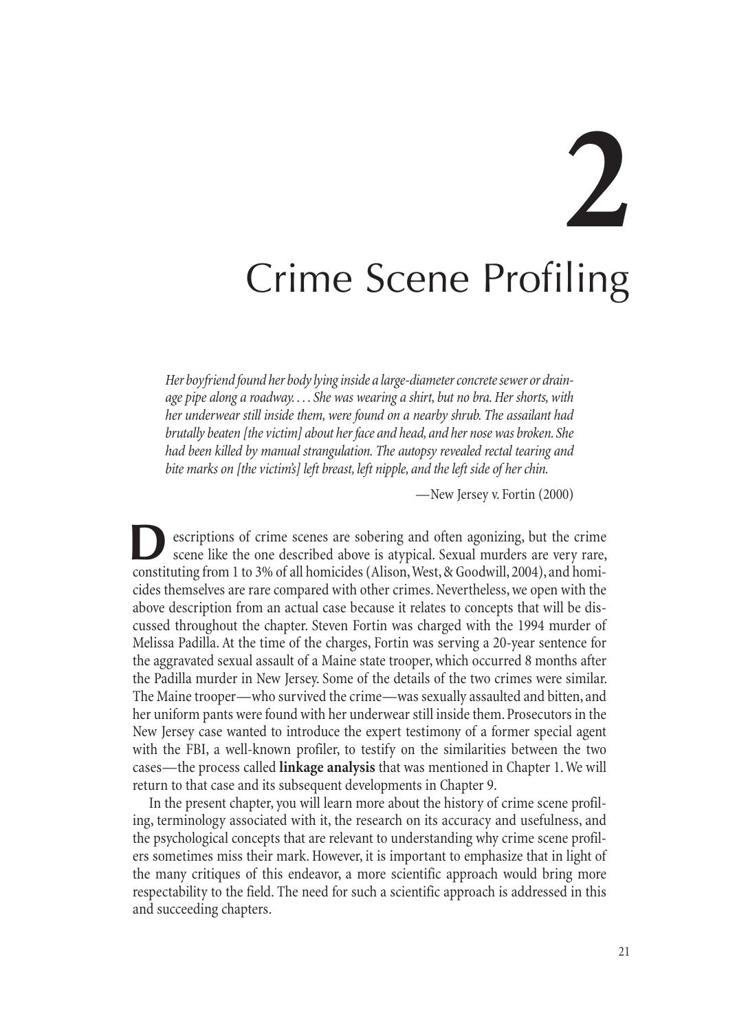# 2

# Crime Scene Profiling

*Her boyfriend found her body lying inside a large-diameter concrete sewer or drainage pipe along a roadway. . . . She was wearing a shirt, but no bra. Her shorts, with her underwear still inside them, were found on a nearby shrub. The assailant had brutally beaten [the victim] about her face and head, and her nose was broken. She had been killed by manual strangulation. The autopsy revealed rectal tearing and bite marks on [the victim's] left breast, left nipple, and the left side of her chin.*

—New Jersey v. Fortin (2000)

Descriptions of crime scenes are sobering and often agonizing, but the crime scene like the one described above is atypical. Sexual murders are very rare, constituting from 1 to 3% of all homicides (Alison, West, & Goodwill, 2004), and homicides themselves are rare compared with other crimes. Nevertheless, we open with the above description from an actual case because it relates to concepts that will be discussed throughout the chapter. Steven Fortin was charged with the 1994 murder of Melissa Padilla. At the time of the charges, Fortin was serving a 20-year sentence for the aggravated sexual assault of a Maine state trooper, which occurred 8 months after the Padilla murder in New Jersey. Some of the details of the two crimes were similar. The Maine trooper—who survived the crime—was sexually assaulted and bitten, and her uniform pants were found with her underwear still inside them. Prosecutors in the New Jersey case wanted to introduce the expert testimony of a former special agent with the FBI, a well-known profiler, to testify on the similarities between the two cases—the process called **linkage analysis** that was mentioned in Chapter 1. We will return to that case and its subsequent developments in Chapter 9.

In the present chapter, you will learn more about the history of crime scene profiling, terminology associated with it, the research on its accuracy and usefulness, and the psychological concepts that are relevant to understanding why crime scene profilers sometimes miss their mark. However, it is important to emphasize that in light of the many critiques of this endeavor, a more scientific approach would bring more respectability to the field. The need for such a scientific approach is addressed in this and succeeding chapters.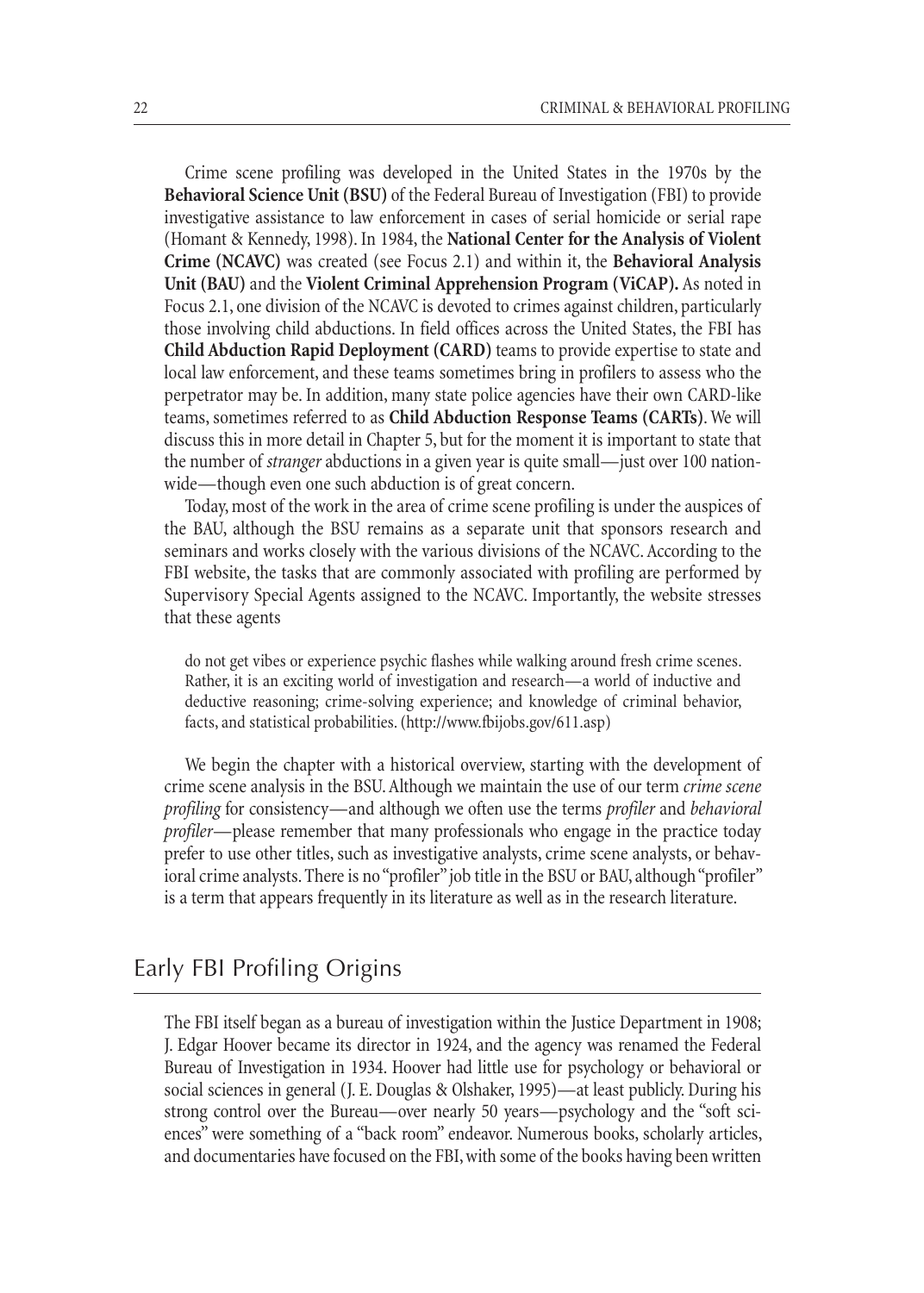Crime scene profiling was developed in the United States in the 1970s by the **Behavioral Science Unit (BSU)** of the Federal Bureau of Investigation (FBI) to provide investigative assistance to law enforcement in cases of serial homicide or serial rape (Homant & Kennedy, 1998). In 1984, the **National Center for the Analysis of Violent Crime (NCAVC)** was created (see Focus 2.1) and within it, the **Behavioral Analysis Unit (BAU)** and the **Violent Criminal Apprehension Program (ViCAP).** As noted in Focus 2.1, one division of the NCAVC is devoted to crimes against children, particularly those involving child abductions. In field offices across the United States, the FBI has **Child Abduction Rapid Deployment (CARD)** teams to provide expertise to state and local law enforcement, and these teams sometimes bring in profilers to assess who the perpetrator may be. In addition, many state police agencies have their own CARD-like teams, sometimes referred to as **Child Abduction Response Teams (CARTs)**. We will discuss this in more detail in Chapter 5, but for the moment it is important to state that the number of *stranger* abductions in a given year is quite small—just over 100 nationwide—though even one such abduction is of great concern.

Today, most of the work in the area of crime scene profiling is under the auspices of the BAU, although the BSU remains as a separate unit that sponsors research and seminars and works closely with the various divisions of the NCAVC. According to the FBI website, the tasks that are commonly associated with profiling are performed by Supervisory Special Agents assigned to the NCAVC. Importantly, the website stresses that these agents

> do not get vibes or experience psychic flashes while walking around fresh crime scenes. Rather, it is an exciting world of investigation and research—a world of inductive and deductive reasoning; crime-solving experience; and knowledge of criminal behavior, facts, and statistical probabilities. (http://www.fbijobs.gov/611.asp)

We begin the chapter with a historical overview, starting with the development of crime scene analysis in the BSU. Although we maintain the use of our term *crime scene profiling* for consistency—and although we often use the terms *profiler* and *behavioral profiler*—please remember that many professionals who engage in the practice today prefer to use other titles, such as investigative analysts, crime scene analysts, or behavioral crime analysts. There is no "profiler" job title in the BSU or BAU, although "profiler" is a term that appears frequently in its literature as well as in the research literature.

## Early FBI Profiling Origins

The FBI itself began as a bureau of investigation within the Justice Department in 1908; J. Edgar Hoover became its director in 1924, and the agency was renamed the Federal Bureau of Investigation in 1934. Hoover had little use for psychology or behavioral or social sciences in general (J. E. Douglas & Olshaker, 1995)—at least publicly. During his strong control over the Bureau—over nearly 50 years—psychology and the "soft sciences" were something of a "back room" endeavor. Numerous books, scholarly articles, and documentaries have focused on the FBI, with some of the books having been written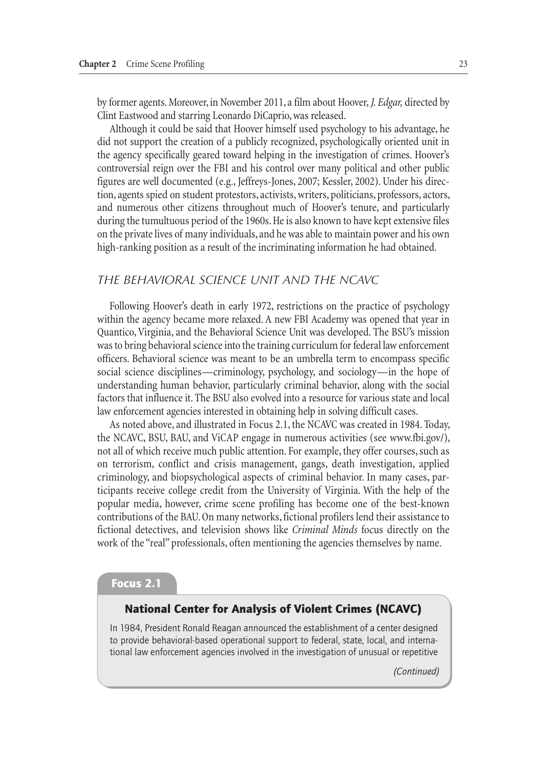by former agents. Moreover, in November 2011, a film about Hoover, *J. Edgar,* directed by Clint Eastwood and starring Leonardo DiCaprio, was released.

Although it could be said that Hoover himself used psychology to his advantage, he did not support the creation of a publicly recognized, psychologically oriented unit in the agency specifically geared toward helping in the investigation of crimes. Hoover's controversial reign over the FBI and his control over many political and other public figures are well documented (e.g., Jeffreys-Jones, 2007; Kessler, 2002). Under his direction, agents spied on student protestors, activists, writers, politicians, professors, actors, and numerous other citizens throughout much of Hoover's tenure, and particularly during the tumultuous period of the 1960s. He is also known to have kept extensive files on the private lives of many individuals, and he was able to maintain power and his own high-ranking position as a result of the incriminating information he had obtained.

## THE BEHAVIORAL SCIENCE UNIT AND THE NCAVC

Following Hoover's death in early 1972, restrictions on the practice of psychology within the agency became more relaxed. A new FBI Academy was opened that year in Quantico, Virginia, and the Behavioral Science Unit was developed. The BSU's mission was to bring behavioral science into the training curriculum for federal law enforcement officers. Behavioral science was meant to be an umbrella term to encompass specific social science disciplines—criminology, psychology, and sociology—in the hope of understanding human behavior, particularly criminal behavior, along with the social factors that influence it. The BSU also evolved into a resource for various state and local law enforcement agencies interested in obtaining help in solving difficult cases.

As noted above, and illustrated in Focus 2.1, the NCAVC was created in 1984. Today, the NCAVC, BSU, BAU, and ViCAP engage in numerous activities (see www.fbi.gov/), not all of which receive much public attention. For example, they offer courses, such as on terrorism, conflict and crisis management, gangs, death investigation, applied criminology, and biopsychological aspects of criminal behavior. In many cases, participants receive college credit from the University of Virginia. With the help of the popular media, however, crime scene profiling has become one of the best-known contributions of the BAU. On many networks, fictional profilers lend their assistance to fictional detectives, and television shows like *Criminal Minds* focus directly on the work of the "real" professionals, often mentioning the agencies themselves by name.

**Focus 2.1**

### National Center for Analysis of Violent Crimes (NCAVC)

In 1984, President Ronald Reagan announced the establishment of a center designed to provide behavioral-based operational support to federal, state, local, and international law enforcement agencies involved in the investigation of unusual or repetitive

*(Continued)*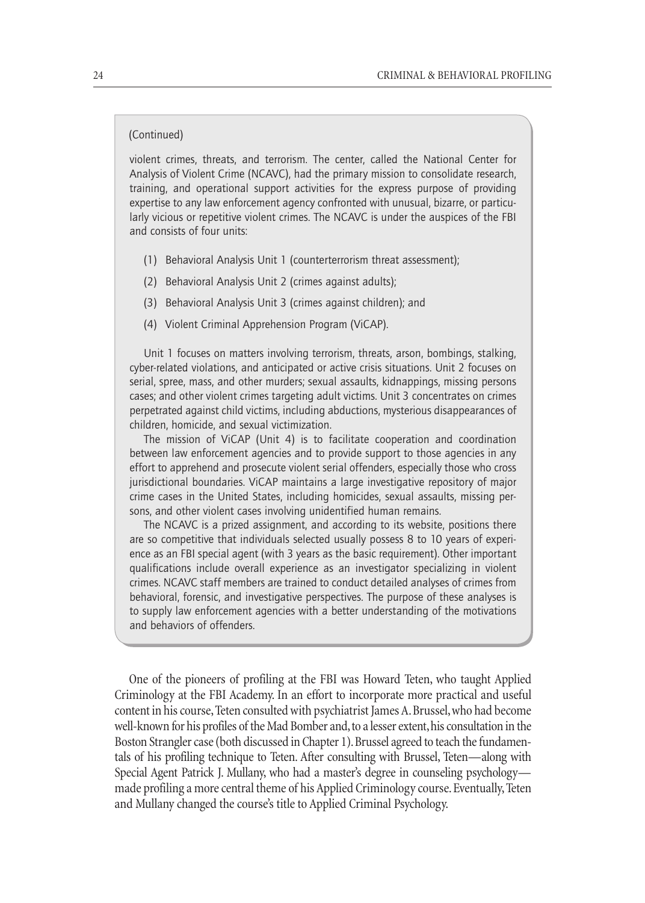(Continued)

violent crimes, threats, and terrorism. The center, called the National Center for Analysis of Violent Crime (NCAVC), had the primary mission to consolidate research, training, and operational support activities for the express purpose of providing expertise to any law enforcement agency confronted with unusual, bizarre, or particularly vicious or repetitive violent crimes. The NCAVC is under the auspices of the FBI and consists of four units:

(1) Behavioral Analysis Unit 1 (counterterrorism threat assessment);

(2) Behavioral Analysis Unit 2 (crimes against adults);

(3) Behavioral Analysis Unit 3 (crimes against children); and

(4) Violent Criminal Apprehension Program (ViCAP).

Unit 1 focuses on matters involving terrorism, threats, arson, bombings, stalking, cyber-related violations, and anticipated or active crisis situations. Unit 2 focuses on serial, spree, mass, and other murders; sexual assaults, kidnappings, missing persons cases; and other violent crimes targeting adult victims. Unit 3 concentrates on crimes perpetrated against child victims, including abductions, mysterious disappearances of children, homicide, and sexual victimization.

The mission of ViCAP (Unit 4) is to facilitate cooperation and coordination between law enforcement agencies and to provide support to those agencies in any effort to apprehend and prosecute violent serial offenders, especially those who cross jurisdictional boundaries. ViCAP maintains a large investigative repository of major crime cases in the United States, including homicides, sexual assaults, missing persons, and other violent cases involving unidentified human remains.

The NCAVC is a prized assignment, and according to its website, positions there are so competitive that individuals selected usually possess 8 to 10 years of experience as an FBI special agent (with 3 years as the basic requirement). Other important qualifications include overall experience as an investigator specializing in violent crimes. NCAVC staff members are trained to conduct detailed analyses of crimes from behavioral, forensic, and investigative perspectives. The purpose of these analyses is to supply law enforcement agencies with a better understanding of the motivations and behaviors of offenders.

One of the pioneers of profiling at the FBI was Howard Teten, who taught Applied Criminology at the FBI Academy. In an effort to incorporate more practical and useful content in his course, Teten consulted with psychiatrist James A. Brussel, who had become well-known for his profiles of the Mad Bomber and, to a lesser extent, his consultation in the Boston Strangler case (both discussed in Chapter 1). Brussel agreed to teach the fundamentals of his profiling technique to Teten. After consulting with Brussel, Teten—along with Special Agent Patrick J. Mullany, who had a master's degree in counseling psychology—made profiling a more central theme of his Applied Criminology course. Eventually, Teten and Mullany changed the course's title to Applied Criminal Psychology.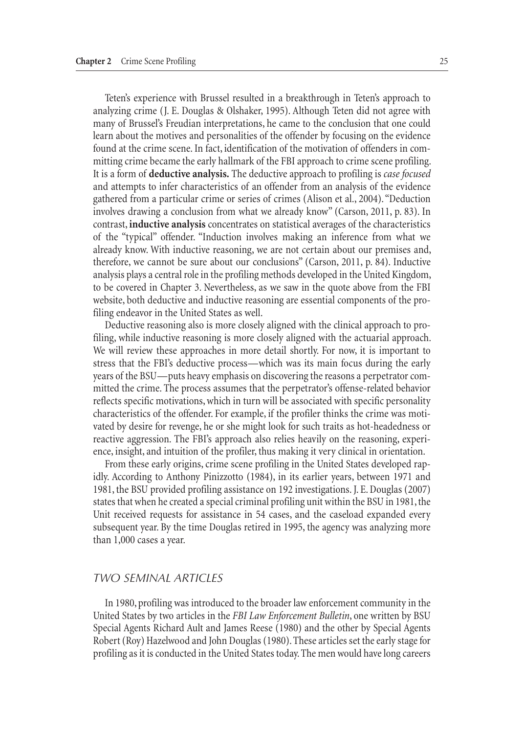Teten's experience with Brussel resulted in a breakthrough in Teten's approach to analyzing crime (J. E. Douglas & Olshaker, 1995). Although Teten did not agree with many of Brussel's Freudian interpretations, he came to the conclusion that one could learn about the motives and personalities of the offender by focusing on the evidence found at the crime scene. In fact, identification of the motivation of offenders in committing crime became the early hallmark of the FBI approach to crime scene profiling. It is a form of **deductive analysis.** The deductive approach to profiling is *case focused* and attempts to infer characteristics of an offender from an analysis of the evidence gathered from a particular crime or series of crimes (Alison et al., 2004). "Deduction involves drawing a conclusion from what we already know" (Carson, 2011, p. 83). In contrast, **inductive analysis** concentrates on statistical averages of the characteristics of the "typical" offender. "Induction involves making an inference from what we already know. With inductive reasoning, we are not certain about our premises and, therefore, we cannot be sure about our conclusions" (Carson, 2011, p. 84). Inductive analysis plays a central role in the profiling methods developed in the United Kingdom, to be covered in Chapter 3. Nevertheless, as we saw in the quote above from the FBI website, both deductive and inductive reasoning are essential components of the profiling endeavor in the United States as well.

Deductive reasoning also is more closely aligned with the clinical approach to profiling, while inductive reasoning is more closely aligned with the actuarial approach. We will review these approaches in more detail shortly. For now, it is important to stress that the FBI's deductive process—which was its main focus during the early years of the BSU—puts heavy emphasis on discovering the reasons a perpetrator committed the crime. The process assumes that the perpetrator's offense-related behavior reflects specific motivations, which in turn will be associated with specific personality characteristics of the offender. For example, if the profiler thinks the crime was motivated by desire for revenge, he or she might look for such traits as hot-headedness or reactive aggression. The FBI's approach also relies heavily on the reasoning, experience, insight, and intuition of the profiler, thus making it very clinical in orientation.

From these early origins, crime scene profiling in the United States developed rapidly. According to Anthony Pinizzotto (1984), in its earlier years, between 1971 and 1981, the BSU provided profiling assistance on 192 investigations. J. E. Douglas (2007) states that when he created a special criminal profiling unit within the BSU in 1981, the Unit received requests for assistance in 54 cases, and the caseload expanded every subsequent year. By the time Douglas retired in 1995, the agency was analyzing more than 1,000 cases a year.

## TWO SEMINAL ARTICLES

In 1980, profiling was introduced to the broader law enforcement community in the United States by two articles in the *FBI Law Enforcement Bulletin*, one written by BSU Special Agents Richard Ault and James Reese (1980) and the other by Special Agents Robert (Roy) Hazelwood and John Douglas (1980). These articles set the early stage for profiling as it is conducted in the United States today. The men would have long careers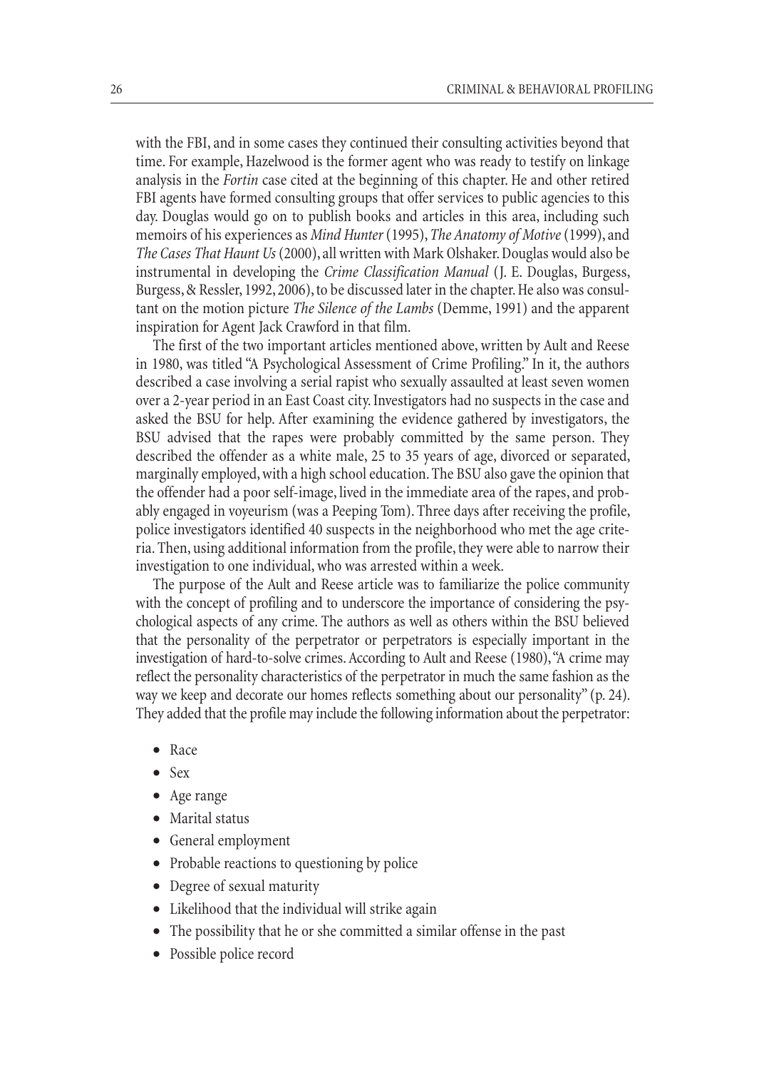with the FBI, and in some cases they continued their consulting activities beyond that time. For example, Hazelwood is the former agent who was ready to testify on linkage analysis in the *Fortin* case cited at the beginning of this chapter. He and other retired FBI agents have formed consulting groups that offer services to public agencies to this day. Douglas would go on to publish books and articles in this area, including such memoirs of his experiences as *Mind Hunter* (1995), *The Anatomy of Motive* (1999), and *The Cases That Haunt Us* (2000), all written with Mark Olshaker. Douglas would also be instrumental in developing the *Crime Classification Manual* (J. E. Douglas, Burgess, Burgess, & Ressler, 1992, 2006), to be discussed later in the chapter. He also was consultant on the motion picture *The Silence of the Lambs* (Demme, 1991) and the apparent inspiration for Agent Jack Crawford in that film.

The first of the two important articles mentioned above, written by Ault and Reese in 1980, was titled "A Psychological Assessment of Crime Profiling." In it, the authors described a case involving a serial rapist who sexually assaulted at least seven women over a 2-year period in an East Coast city. Investigators had no suspects in the case and asked the BSU for help. After examining the evidence gathered by investigators, the BSU advised that the rapes were probably committed by the same person. They described the offender as a white male, 25 to 35 years of age, divorced or separated, marginally employed, with a high school education. The BSU also gave the opinion that the offender had a poor self-image, lived in the immediate area of the rapes, and probably engaged in voyeurism (was a Peeping Tom). Three days after receiving the profile, police investigators identified 40 suspects in the neighborhood who met the age criteria. Then, using additional information from the profile, they were able to narrow their investigation to one individual, who was arrested within a week.

The purpose of the Ault and Reese article was to familiarize the police community with the concept of profiling and to underscore the importance of considering the psychological aspects of any crime. The authors as well as others within the BSU believed that the personality of the perpetrator or perpetrators is especially important in the investigation of hard-to-solve crimes. According to Ault and Reese (1980), "A crime may reflect the personality characteristics of the perpetrator in much the same fashion as the way we keep and decorate our homes reflects something about our personality" (p. 24). They added that the profile may include the following information about the perpetrator:

- Race
- Sex
- Age range
- Marital status
- General employment
- Probable reactions to questioning by police
- Degree of sexual maturity
- Likelihood that the individual will strike again
- The possibility that he or she committed a similar offense in the past
- Possible police record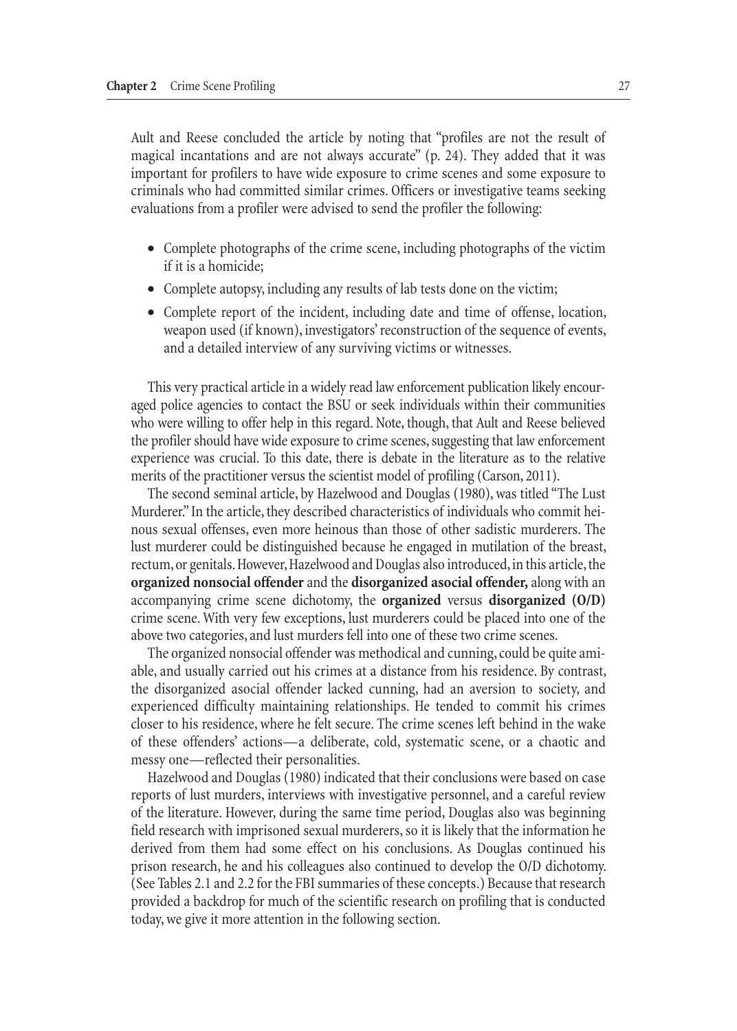Ault and Reese concluded the article by noting that "profiles are not the result of magical incantations and are not always accurate" (p. 24). They added that it was important for profilers to have wide exposure to crime scenes and some exposure to criminals who had committed similar crimes. Officers or investigative teams seeking evaluations from a profiler were advised to send the profiler the following:

- Complete photographs of the crime scene, including photographs of the victim if it is a homicide;
- Complete autopsy, including any results of lab tests done on the victim;
- Complete report of the incident, including date and time of offense, location, weapon used (if known), investigators' reconstruction of the sequence of events, and a detailed interview of any surviving victims or witnesses.

This very practical article in a widely read law enforcement publication likely encouraged police agencies to contact the BSU or seek individuals within their communities who were willing to offer help in this regard. Note, though, that Ault and Reese believed the profiler should have wide exposure to crime scenes, suggesting that law enforcement experience was crucial. To this date, there is debate in the literature as to the relative merits of the practitioner versus the scientist model of profiling (Carson, 2011).

The second seminal article, by Hazelwood and Douglas (1980), was titled "The Lust Murderer." In the article, they described characteristics of individuals who commit heinous sexual offenses, even more heinous than those of other sadistic murderers. The lust murderer could be distinguished because he engaged in mutilation of the breast, rectum, or genitals. However, Hazelwood and Douglas also introduced, in this article, the **organized nonsocial offender** and the **disorganized asocial offender,** along with an accompanying crime scene dichotomy, the **organized** versus **disorganized (O/D)** crime scene. With very few exceptions, lust murderers could be placed into one of the above two categories, and lust murders fell into one of these two crime scenes.

The organized nonsocial offender was methodical and cunning, could be quite amiable, and usually carried out his crimes at a distance from his residence. By contrast, the disorganized asocial offender lacked cunning, had an aversion to society, and experienced difficulty maintaining relationships. He tended to commit his crimes closer to his residence, where he felt secure. The crime scenes left behind in the wake of these offenders' actions—a deliberate, cold, systematic scene, or a chaotic and messy one—reflected their personalities.

Hazelwood and Douglas (1980) indicated that their conclusions were based on case reports of lust murders, interviews with investigative personnel, and a careful review of the literature. However, during the same time period, Douglas also was beginning field research with imprisoned sexual murderers, so it is likely that the information he derived from them had some effect on his conclusions. As Douglas continued his prison research, he and his colleagues also continued to develop the O/D dichotomy. (See Tables 2.1 and 2.2 for the FBI summaries of these concepts.) Because that research provided a backdrop for much of the scientific research on profiling that is conducted today, we give it more attention in the following section.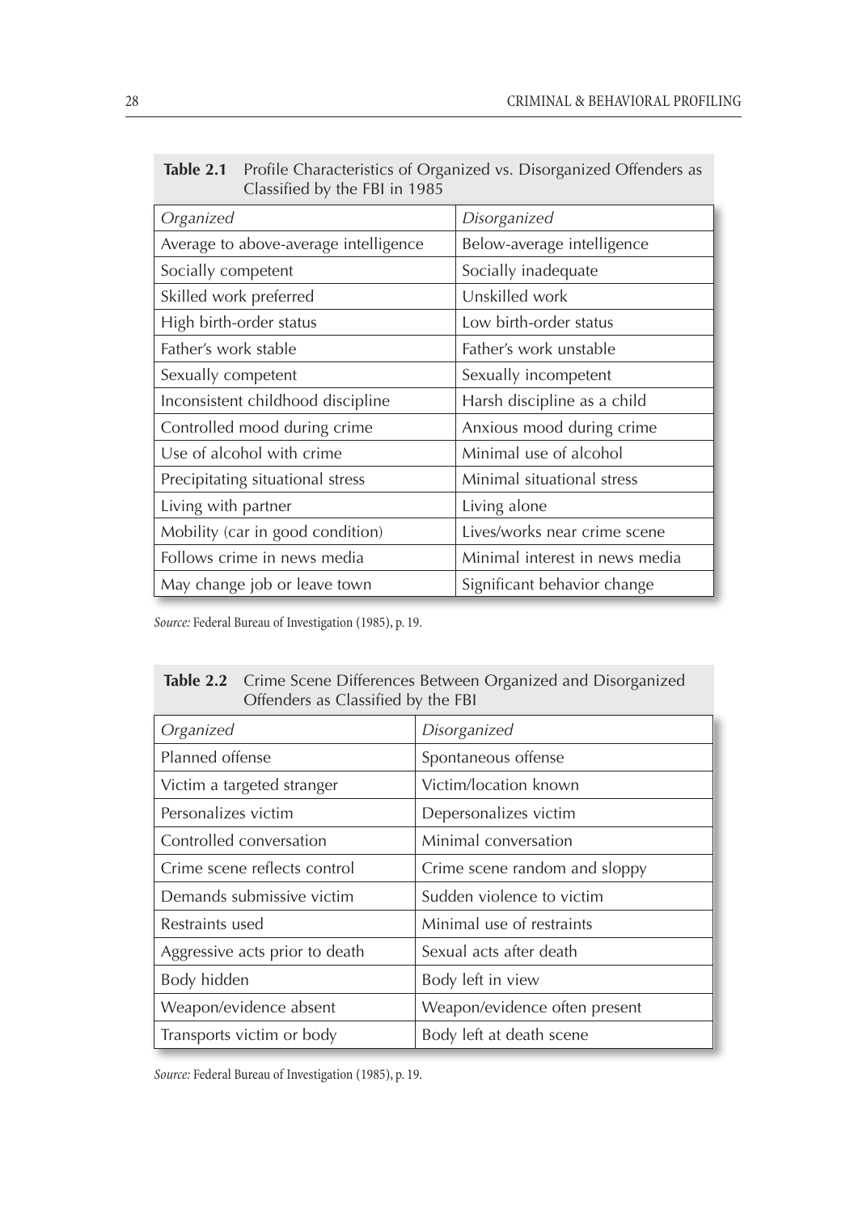**Table 2.1** Profile Characteristics of Organized vs. Disorganized Offenders as Classified by the FBI in 1985

| *Organized* | *Disorganized* |
|---|---|
| Average to above-average intelligence | Below-average intelligence |
| Socially competent | Socially inadequate |
| Skilled work preferred | Unskilled work |
| High birth-order status | Low birth-order status |
| Father's work stable | Father's work unstable |
| Sexually competent | Sexually incompetent |
| Inconsistent childhood discipline | Harsh discipline as a child |
| Controlled mood during crime | Anxious mood during crime |
| Use of alcohol with crime | Minimal use of alcohol |
| Precipitating situational stress | Minimal situational stress |
| Living with partner | Living alone |
| Mobility (car in good condition) | Lives/works near crime scene |
| Follows crime in news media | Minimal interest in news media |
| May change job or leave town | Significant behavior change |

*Source:* Federal Bureau of Investigation (1985), p. 19.

**Table 2.2** Crime Scene Differences Between Organized and Disorganized Offenders as Classified by the FBI

| *Organized* | *Disorganized* |
|---|---|
| Planned offense | Spontaneous offense |
| Victim a targeted stranger | Victim/location known |
| Personalizes victim | Depersonalizes victim |
| Controlled conversation | Minimal conversation |
| Crime scene reflects control | Crime scene random and sloppy |
| Demands submissive victim | Sudden violence to victim |
| Restraints used | Minimal use of restraints |
| Aggressive acts prior to death | Sexual acts after death |
| Body hidden | Body left in view |
| Weapon/evidence absent | Weapon/evidence often present |
| Transports victim or body | Body left at death scene |

*Source:* Federal Bureau of Investigation (1985), p. 19.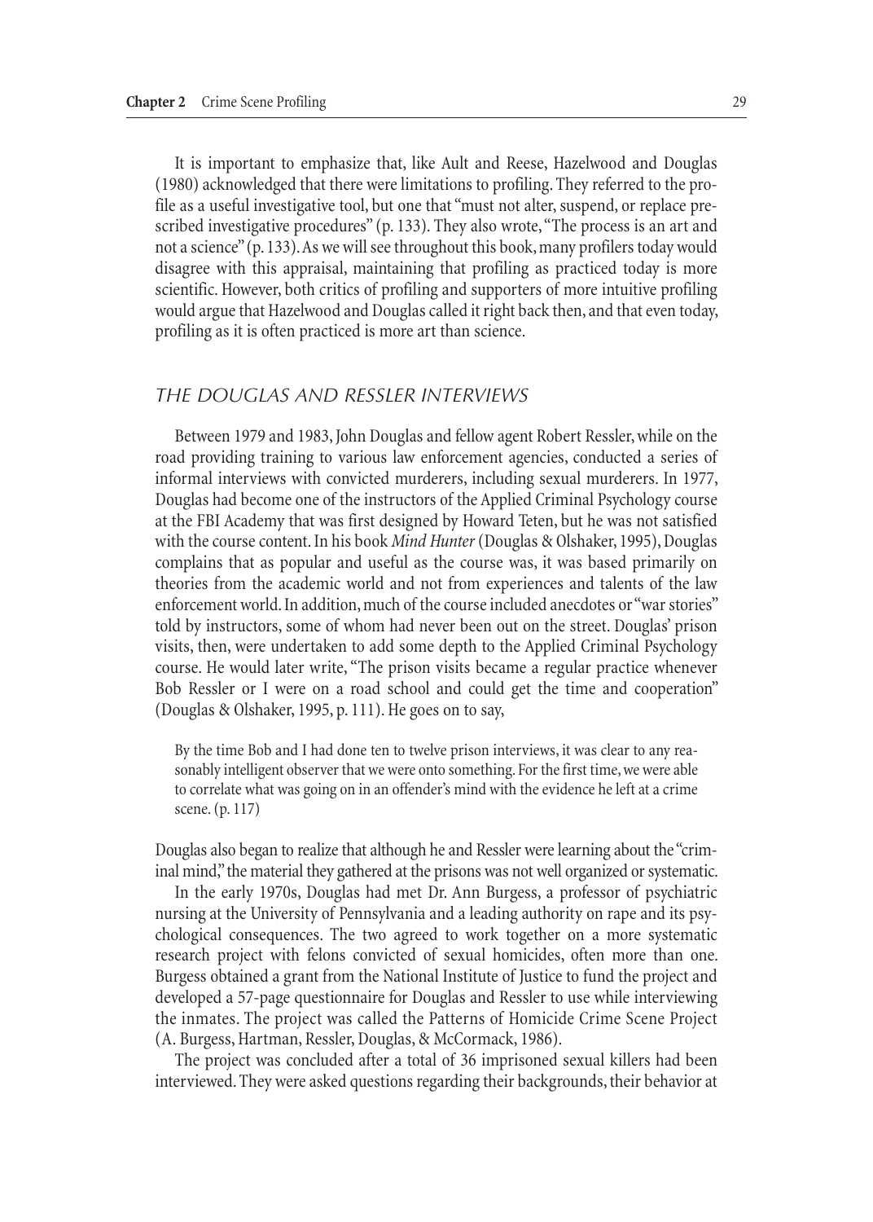It is important to emphasize that, like Ault and Reese, Hazelwood and Douglas (1980) acknowledged that there were limitations to profiling. They referred to the profile as a useful investigative tool, but one that "must not alter, suspend, or replace prescribed investigative procedures" (p. 133). They also wrote, "The process is an art and not a science" (p. 133). As we will see throughout this book, many profilers today would disagree with this appraisal, maintaining that profiling as practiced today is more scientific. However, both critics of profiling and supporters of more intuitive profiling would argue that Hazelwood and Douglas called it right back then, and that even today, profiling as it is often practiced is more art than science.

## *THE DOUGLAS AND RESSLER INTERVIEWS*

Between 1979 and 1983, John Douglas and fellow agent Robert Ressler, while on the road providing training to various law enforcement agencies, conducted a series of informal interviews with convicted murderers, including sexual murderers. In 1977, Douglas had become one of the instructors of the Applied Criminal Psychology course at the FBI Academy that was first designed by Howard Teten, but he was not satisfied with the course content. In his book *Mind Hunter* (Douglas & Olshaker, 1995), Douglas complains that as popular and useful as the course was, it was based primarily on theories from the academic world and not from experiences and talents of the law enforcement world. In addition, much of the course included anecdotes or "war stories" told by instructors, some of whom had never been out on the street. Douglas' prison visits, then, were undertaken to add some depth to the Applied Criminal Psychology course. He would later write, "The prison visits became a regular practice whenever Bob Ressler or I were on a road school and could get the time and cooperation" (Douglas & Olshaker, 1995, p. 111). He goes on to say,

> By the time Bob and I had done ten to twelve prison interviews, it was clear to any reasonably intelligent observer that we were onto something. For the first time, we were able to correlate what was going on in an offender's mind with the evidence he left at a crime scene. (p. 117)

Douglas also began to realize that although he and Ressler were learning about the "criminal mind," the material they gathered at the prisons was not well organized or systematic.

In the early 1970s, Douglas had met Dr. Ann Burgess, a professor of psychiatric nursing at the University of Pennsylvania and a leading authority on rape and its psychological consequences. The two agreed to work together on a more systematic research project with felons convicted of sexual homicides, often more than one. Burgess obtained a grant from the National Institute of Justice to fund the project and developed a 57-page questionnaire for Douglas and Ressler to use while interviewing the inmates. The project was called the Patterns of Homicide Crime Scene Project (A. Burgess, Hartman, Ressler, Douglas, & McCormack, 1986).

The project was concluded after a total of 36 imprisoned sexual killers had been interviewed. They were asked questions regarding their backgrounds, their behavior at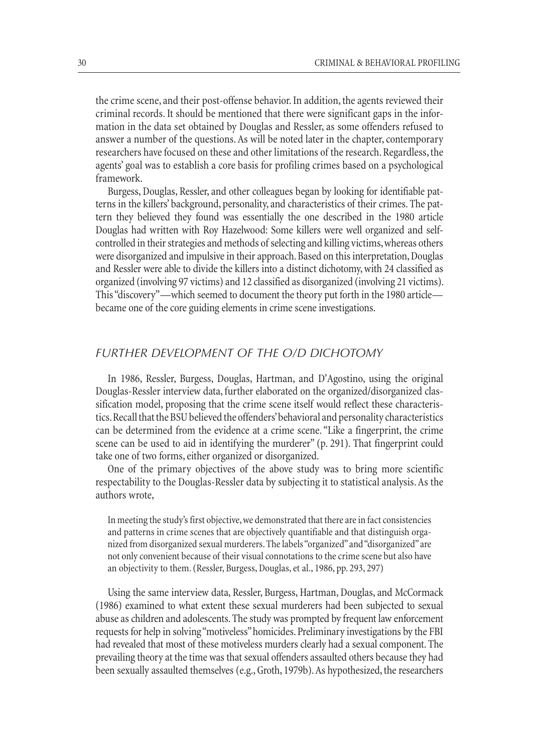the crime scene, and their post-offense behavior. In addition, the agents reviewed their criminal records. It should be mentioned that there were significant gaps in the information in the data set obtained by Douglas and Ressler, as some offenders refused to answer a number of the questions. As will be noted later in the chapter, contemporary researchers have focused on these and other limitations of the research. Regardless, the agents' goal was to establish a core basis for profiling crimes based on a psychological framework.

Burgess, Douglas, Ressler, and other colleagues began by looking for identifiable patterns in the killers' background, personality, and characteristics of their crimes. The pattern they believed they found was essentially the one described in the 1980 article Douglas had written with Roy Hazelwood: Some killers were well organized and self-controlled in their strategies and methods of selecting and killing victims, whereas others were disorganized and impulsive in their approach. Based on this interpretation, Douglas and Ressler were able to divide the killers into a distinct dichotomy, with 24 classified as organized (involving 97 victims) and 12 classified as disorganized (involving 21 victims). This "discovery"—which seemed to document the theory put forth in the 1980 article—became one of the core guiding elements in crime scene investigations.

## *FURTHER DEVELOPMENT OF THE O/D DICHOTOMY*

In 1986, Ressler, Burgess, Douglas, Hartman, and D'Agostino, using the original Douglas-Ressler interview data, further elaborated on the organized/disorganized classification model, proposing that the crime scene itself would reflect these characteristics. Recall that the BSU believed the offenders' behavioral and personality characteristics can be determined from the evidence at a crime scene. "Like a fingerprint, the crime scene can be used to aid in identifying the murderer" (p. 291). That fingerprint could take one of two forms, either organized or disorganized.

One of the primary objectives of the above study was to bring more scientific respectability to the Douglas-Ressler data by subjecting it to statistical analysis. As the authors wrote,

> In meeting the study's first objective, we demonstrated that there are in fact consistencies and patterns in crime scenes that are objectively quantifiable and that distinguish organized from disorganized sexual murderers. The labels "organized" and "disorganized" are not only convenient because of their visual connotations to the crime scene but also have an objectivity to them. (Ressler, Burgess, Douglas, et al., 1986, pp. 293, 297)

Using the same interview data, Ressler, Burgess, Hartman, Douglas, and McCormack (1986) examined to what extent these sexual murderers had been subjected to sexual abuse as children and adolescents. The study was prompted by frequent law enforcement requests for help in solving "motiveless" homicides. Preliminary investigations by the FBI had revealed that most of these motiveless murders clearly had a sexual component. The prevailing theory at the time was that sexual offenders assaulted others because they had been sexually assaulted themselves (e.g., Groth, 1979b). As hypothesized, the researchers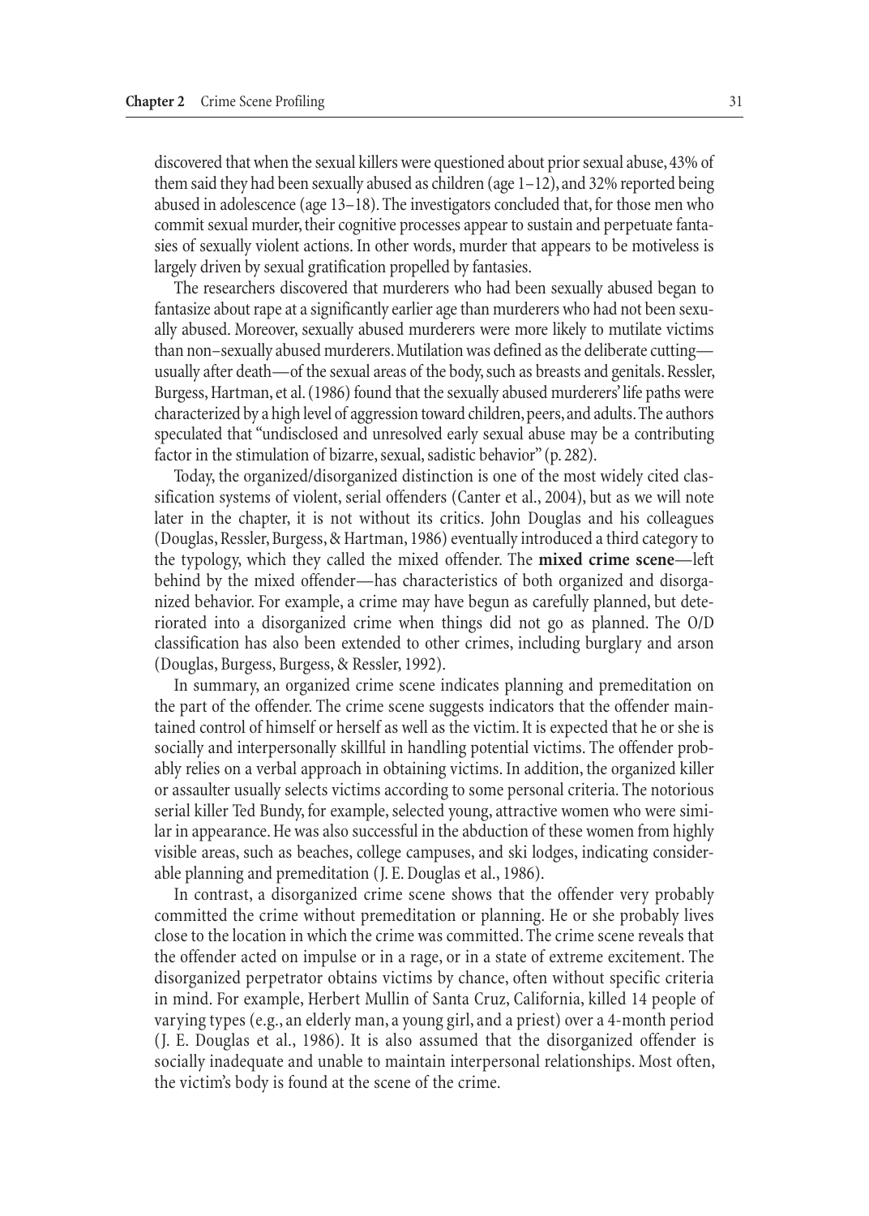discovered that when the sexual killers were questioned about prior sexual abuse, 43% of them said they had been sexually abused as children (age 1–12), and 32% reported being abused in adolescence (age 13–18). The investigators concluded that, for those men who commit sexual murder, their cognitive processes appear to sustain and perpetuate fantasies of sexually violent actions. In other words, murder that appears to be motiveless is largely driven by sexual gratification propelled by fantasies.

The researchers discovered that murderers who had been sexually abused began to fantasize about rape at a significantly earlier age than murderers who had not been sexually abused. Moreover, sexually abused murderers were more likely to mutilate victims than non–sexually abused murderers. Mutilation was defined as the deliberate cutting—usually after death—of the sexual areas of the body, such as breasts and genitals. Ressler, Burgess, Hartman, et al. (1986) found that the sexually abused murderers' life paths were characterized by a high level of aggression toward children, peers, and adults. The authors speculated that "undisclosed and unresolved early sexual abuse may be a contributing factor in the stimulation of bizarre, sexual, sadistic behavior" (p. 282).

Today, the organized/disorganized distinction is one of the most widely cited classification systems of violent, serial offenders (Canter et al., 2004), but as we will note later in the chapter, it is not without its critics. John Douglas and his colleagues (Douglas, Ressler, Burgess, & Hartman, 1986) eventually introduced a third category to the typology, which they called the mixed offender. The **mixed crime scene**—left behind by the mixed offender—has characteristics of both organized and disorganized behavior. For example, a crime may have begun as carefully planned, but deteriorated into a disorganized crime when things did not go as planned. The O/D classification has also been extended to other crimes, including burglary and arson (Douglas, Burgess, Burgess, & Ressler, 1992).

In summary, an organized crime scene indicates planning and premeditation on the part of the offender. The crime scene suggests indicators that the offender maintained control of himself or herself as well as the victim. It is expected that he or she is socially and interpersonally skillful in handling potential victims. The offender probably relies on a verbal approach in obtaining victims. In addition, the organized killer or assaulter usually selects victims according to some personal criteria. The notorious serial killer Ted Bundy, for example, selected young, attractive women who were similar in appearance. He was also successful in the abduction of these women from highly visible areas, such as beaches, college campuses, and ski lodges, indicating considerable planning and premeditation (J. E. Douglas et al., 1986).

In contrast, a disorganized crime scene shows that the offender very probably committed the crime without premeditation or planning. He or she probably lives close to the location in which the crime was committed. The crime scene reveals that the offender acted on impulse or in a rage, or in a state of extreme excitement. The disorganized perpetrator obtains victims by chance, often without specific criteria in mind. For example, Herbert Mullin of Santa Cruz, California, killed 14 people of varying types (e.g., an elderly man, a young girl, and a priest) over a 4-month period (J. E. Douglas et al., 1986). It is also assumed that the disorganized offender is socially inadequate and unable to maintain interpersonal relationships. Most often, the victim's body is found at the scene of the crime.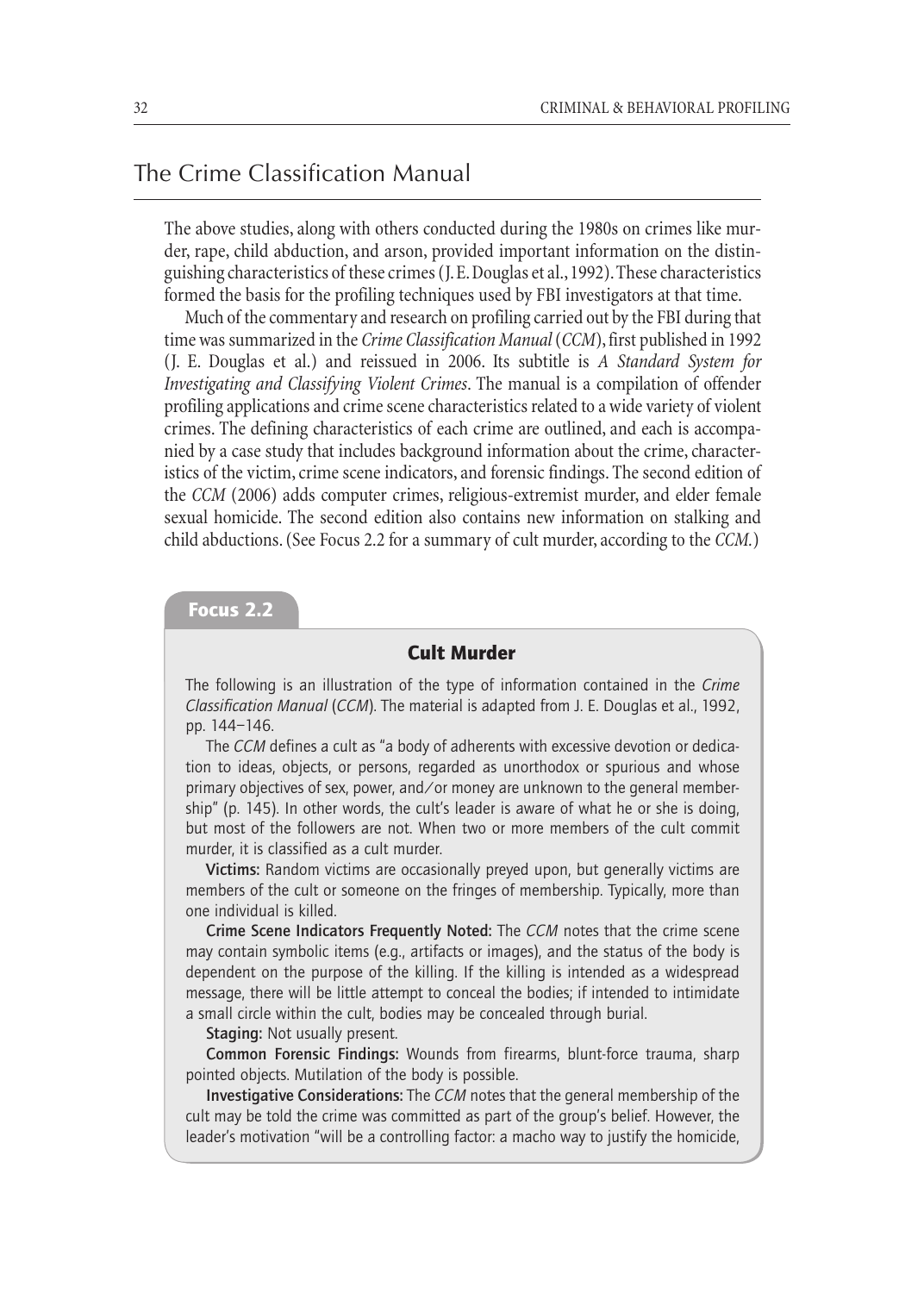## The Crime Classification Manual

The above studies, along with others conducted during the 1980s on crimes like murder, rape, child abduction, and arson, provided important information on the distinguishing characteristics of these crimes (J. E. Douglas et al., 1992). These characteristics formed the basis for the profiling techniques used by FBI investigators at that time.

Much of the commentary and research on profiling carried out by the FBI during that time was summarized in the *Crime Classification Manual* (*CCM*), first published in 1992 (J. E. Douglas et al.) and reissued in 2006. Its subtitle is *A Standard System for Investigating and Classifying Violent Crimes*. The manual is a compilation of offender profiling applications and crime scene characteristics related to a wide variety of violent crimes. The defining characteristics of each crime are outlined, and each is accompanied by a case study that includes background information about the crime, characteristics of the victim, crime scene indicators, and forensic findings. The second edition of the *CCM* (2006) adds computer crimes, religious-extremist murder, and elder female sexual homicide. The second edition also contains new information on stalking and child abductions. (See Focus 2.2 for a summary of cult murder, according to the *CCM*.)

### Focus 2.2

#### Cult Murder

The following is an illustration of the type of information contained in the *Crime Classification Manual* (*CCM*). The material is adapted from J. E. Douglas et al., 1992, pp. 144–146.

The *CCM* defines a cult as "a body of adherents with excessive devotion or dedication to ideas, objects, or persons, regarded as unorthodox or spurious and whose primary objectives of sex, power, and/or money are unknown to the general membership" (p. 145). In other words, the cult's leader is aware of what he or she is doing, but most of the followers are not. When two or more members of the cult commit murder, it is classified as a cult murder.

**Victims:** Random victims are occasionally preyed upon, but generally victims are members of the cult or someone on the fringes of membership. Typically, more than one individual is killed.

**Crime Scene Indicators Frequently Noted:** The *CCM* notes that the crime scene may contain symbolic items (e.g., artifacts or images), and the status of the body is dependent on the purpose of the killing. If the killing is intended as a widespread message, there will be little attempt to conceal the bodies; if intended to intimidate a small circle within the cult, bodies may be concealed through burial.

**Staging:** Not usually present.

**Common Forensic Findings:** Wounds from firearms, blunt-force trauma, sharp pointed objects. Mutilation of the body is possible.

**Investigative Considerations:** The *CCM* notes that the general membership of the cult may be told the crime was committed as part of the group's belief. However, the leader's motivation "will be a controlling factor: a macho way to justify the homicide,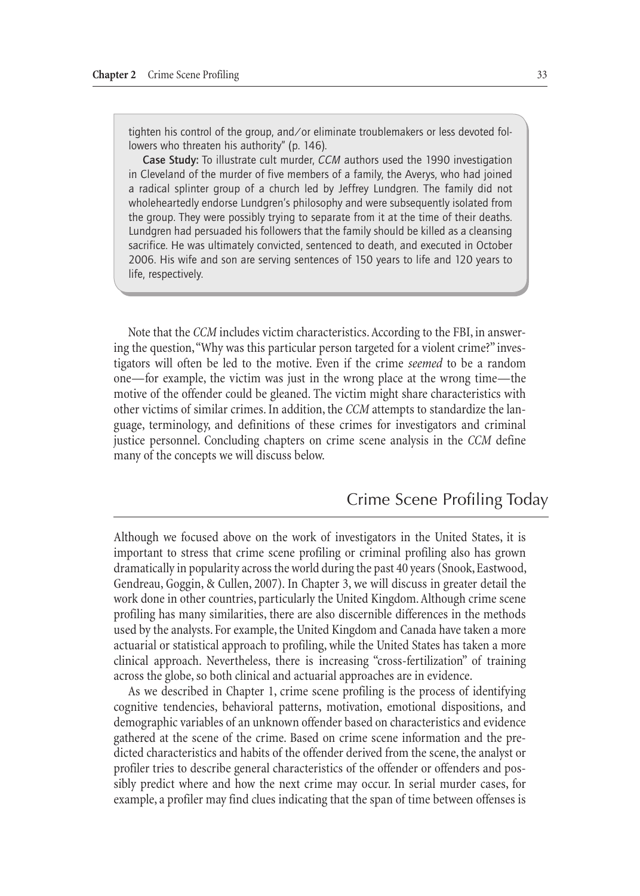tighten his control of the group, and/or eliminate troublemakers or less devoted followers who threaten his authority" (p. 146).

**Case Study:** To illustrate cult murder, *CCM* authors used the 1990 investigation in Cleveland of the murder of five members of a family, the Averys, who had joined a radical splinter group of a church led by Jeffrey Lundgren. The family did not wholeheartedly endorse Lundgren's philosophy and were subsequently isolated from the group. They were possibly trying to separate from it at the time of their deaths. Lundgren had persuaded his followers that the family should be killed as a cleansing sacrifice. He was ultimately convicted, sentenced to death, and executed in October 2006. His wife and son are serving sentences of 150 years to life and 120 years to life, respectively.

Note that the *CCM* includes victim characteristics. According to the FBI, in answering the question, "Why was this particular person targeted for a violent crime?" investigators will often be led to the motive. Even if the crime *seemed* to be a random one—for example, the victim was just in the wrong place at the wrong time—the motive of the offender could be gleaned. The victim might share characteristics with other victims of similar crimes. In addition, the *CCM* attempts to standardize the language, terminology, and definitions of these crimes for investigators and criminal justice personnel. Concluding chapters on crime scene analysis in the *CCM* define many of the concepts we will discuss below.

## Crime Scene Profiling Today

Although we focused above on the work of investigators in the United States, it is important to stress that crime scene profiling or criminal profiling also has grown dramatically in popularity across the world during the past 40 years (Snook, Eastwood, Gendreau, Goggin, & Cullen, 2007). In Chapter 3, we will discuss in greater detail the work done in other countries, particularly the United Kingdom. Although crime scene profiling has many similarities, there are also discernible differences in the methods used by the analysts. For example, the United Kingdom and Canada have taken a more actuarial or statistical approach to profiling, while the United States has taken a more clinical approach. Nevertheless, there is increasing "cross-fertilization" of training across the globe, so both clinical and actuarial approaches are in evidence.

As we described in Chapter 1, crime scene profiling is the process of identifying cognitive tendencies, behavioral patterns, motivation, emotional dispositions, and demographic variables of an unknown offender based on characteristics and evidence gathered at the scene of the crime. Based on crime scene information and the predicted characteristics and habits of the offender derived from the scene, the analyst or profiler tries to describe general characteristics of the offender or offenders and possibly predict where and how the next crime may occur. In serial murder cases, for example, a profiler may find clues indicating that the span of time between offenses is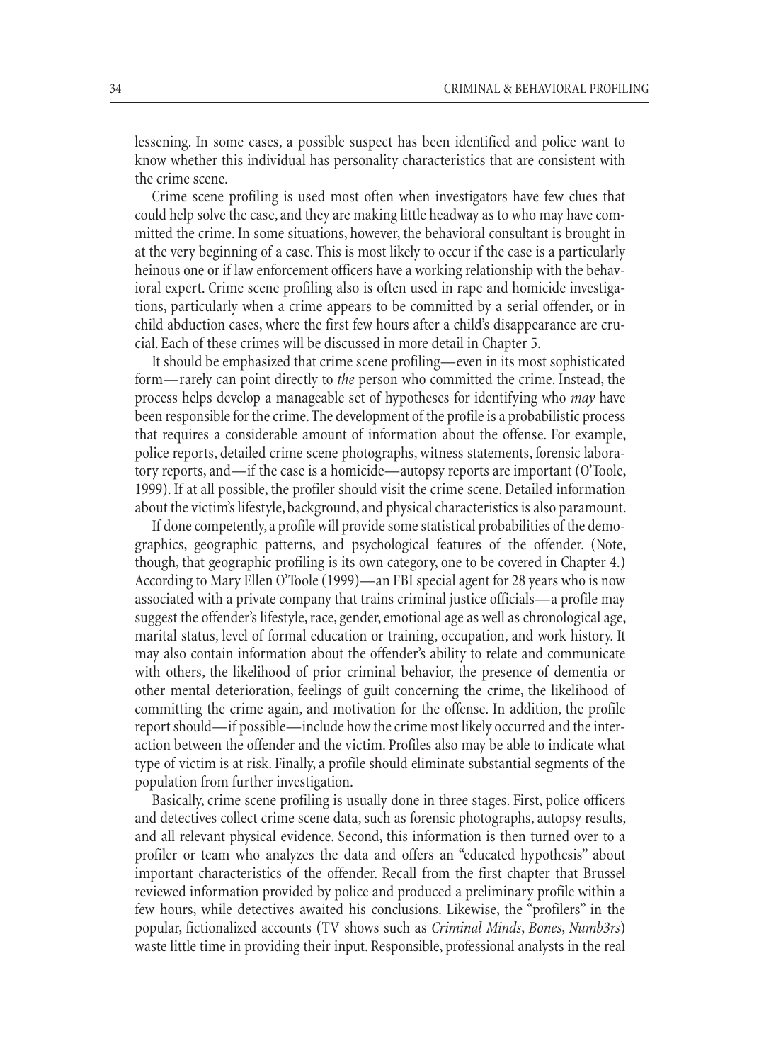lessening. In some cases, a possible suspect has been identified and police want to know whether this individual has personality characteristics that are consistent with the crime scene.

Crime scene profiling is used most often when investigators have few clues that could help solve the case, and they are making little headway as to who may have committed the crime. In some situations, however, the behavioral consultant is brought in at the very beginning of a case. This is most likely to occur if the case is a particularly heinous one or if law enforcement officers have a working relationship with the behavioral expert. Crime scene profiling also is often used in rape and homicide investigations, particularly when a crime appears to be committed by a serial offender, or in child abduction cases, where the first few hours after a child's disappearance are crucial. Each of these crimes will be discussed in more detail in Chapter 5.

It should be emphasized that crime scene profiling—even in its most sophisticated form—rarely can point directly to *the* person who committed the crime. Instead, the process helps develop a manageable set of hypotheses for identifying who *may* have been responsible for the crime. The development of the profile is a probabilistic process that requires a considerable amount of information about the offense. For example, police reports, detailed crime scene photographs, witness statements, forensic laboratory reports, and—if the case is a homicide—autopsy reports are important (O'Toole, 1999). If at all possible, the profiler should visit the crime scene. Detailed information about the victim's lifestyle, background, and physical characteristics is also paramount.

If done competently, a profile will provide some statistical probabilities of the demographics, geographic patterns, and psychological features of the offender. (Note, though, that geographic profiling is its own category, one to be covered in Chapter 4.) According to Mary Ellen O'Toole (1999)—an FBI special agent for 28 years who is now associated with a private company that trains criminal justice officials—a profile may suggest the offender's lifestyle, race, gender, emotional age as well as chronological age, marital status, level of formal education or training, occupation, and work history. It may also contain information about the offender's ability to relate and communicate with others, the likelihood of prior criminal behavior, the presence of dementia or other mental deterioration, feelings of guilt concerning the crime, the likelihood of committing the crime again, and motivation for the offense. In addition, the profile report should—if possible—include how the crime most likely occurred and the interaction between the offender and the victim. Profiles also may be able to indicate what type of victim is at risk. Finally, a profile should eliminate substantial segments of the population from further investigation.

Basically, crime scene profiling is usually done in three stages. First, police officers and detectives collect crime scene data, such as forensic photographs, autopsy results, and all relevant physical evidence. Second, this information is then turned over to a profiler or team who analyzes the data and offers an "educated hypothesis" about important characteristics of the offender. Recall from the first chapter that Brussel reviewed information provided by police and produced a preliminary profile within a few hours, while detectives awaited his conclusions. Likewise, the "profilers" in the popular, fictionalized accounts (TV shows such as *Criminal Minds*, *Bones*, *Numb3rs*) waste little time in providing their input. Responsible, professional analysts in the real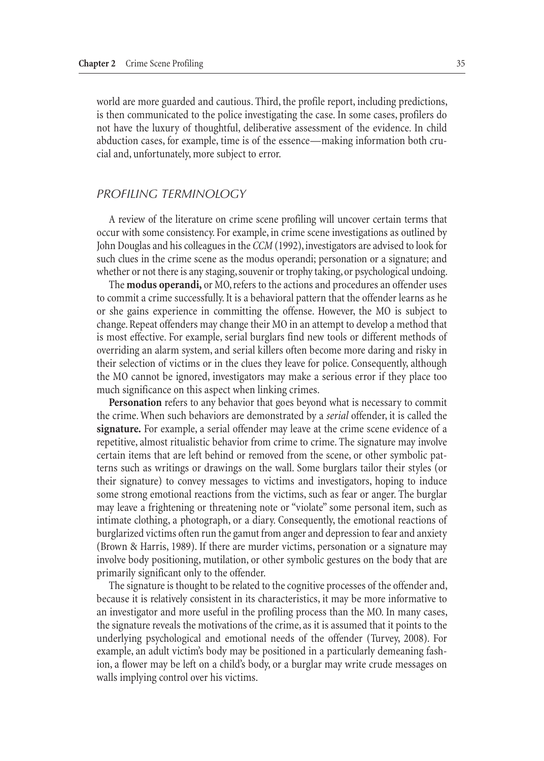world are more guarded and cautious. Third, the profile report, including predictions, is then communicated to the police investigating the case. In some cases, profilers do not have the luxury of thoughtful, deliberative assessment of the evidence. In child abduction cases, for example, time is of the essence—making information both crucial and, unfortunately, more subject to error.

## *PROFILING TERMINOLOGY*

A review of the literature on crime scene profiling will uncover certain terms that occur with some consistency. For example, in crime scene investigations as outlined by John Douglas and his colleagues in the *CCM* (1992), investigators are advised to look for such clues in the crime scene as the modus operandi; personation or a signature; and whether or not there is any staging, souvenir or trophy taking, or psychological undoing.

The **modus operandi,** or MO, refers to the actions and procedures an offender uses to commit a crime successfully. It is a behavioral pattern that the offender learns as he or she gains experience in committing the offense. However, the MO is subject to change. Repeat offenders may change their MO in an attempt to develop a method that is most effective. For example, serial burglars find new tools or different methods of overriding an alarm system, and serial killers often become more daring and risky in their selection of victims or in the clues they leave for police. Consequently, although the MO cannot be ignored, investigators may make a serious error if they place too much significance on this aspect when linking crimes.

**Personation** refers to any behavior that goes beyond what is necessary to commit the crime. When such behaviors are demonstrated by a *serial* offender, it is called the **signature.** For example, a serial offender may leave at the crime scene evidence of a repetitive, almost ritualistic behavior from crime to crime. The signature may involve certain items that are left behind or removed from the scene, or other symbolic patterns such as writings or drawings on the wall. Some burglars tailor their styles (or their signature) to convey messages to victims and investigators, hoping to induce some strong emotional reactions from the victims, such as fear or anger. The burglar may leave a frightening or threatening note or "violate" some personal item, such as intimate clothing, a photograph, or a diary. Consequently, the emotional reactions of burglarized victims often run the gamut from anger and depression to fear and anxiety (Brown & Harris, 1989). If there are murder victims, personation or a signature may involve body positioning, mutilation, or other symbolic gestures on the body that are primarily significant only to the offender.

The signature is thought to be related to the cognitive processes of the offender and, because it is relatively consistent in its characteristics, it may be more informative to an investigator and more useful in the profiling process than the MO. In many cases, the signature reveals the motivations of the crime, as it is assumed that it points to the underlying psychological and emotional needs of the offender (Turvey, 2008). For example, an adult victim's body may be positioned in a particularly demeaning fashion, a flower may be left on a child's body, or a burglar may write crude messages on walls implying control over his victims.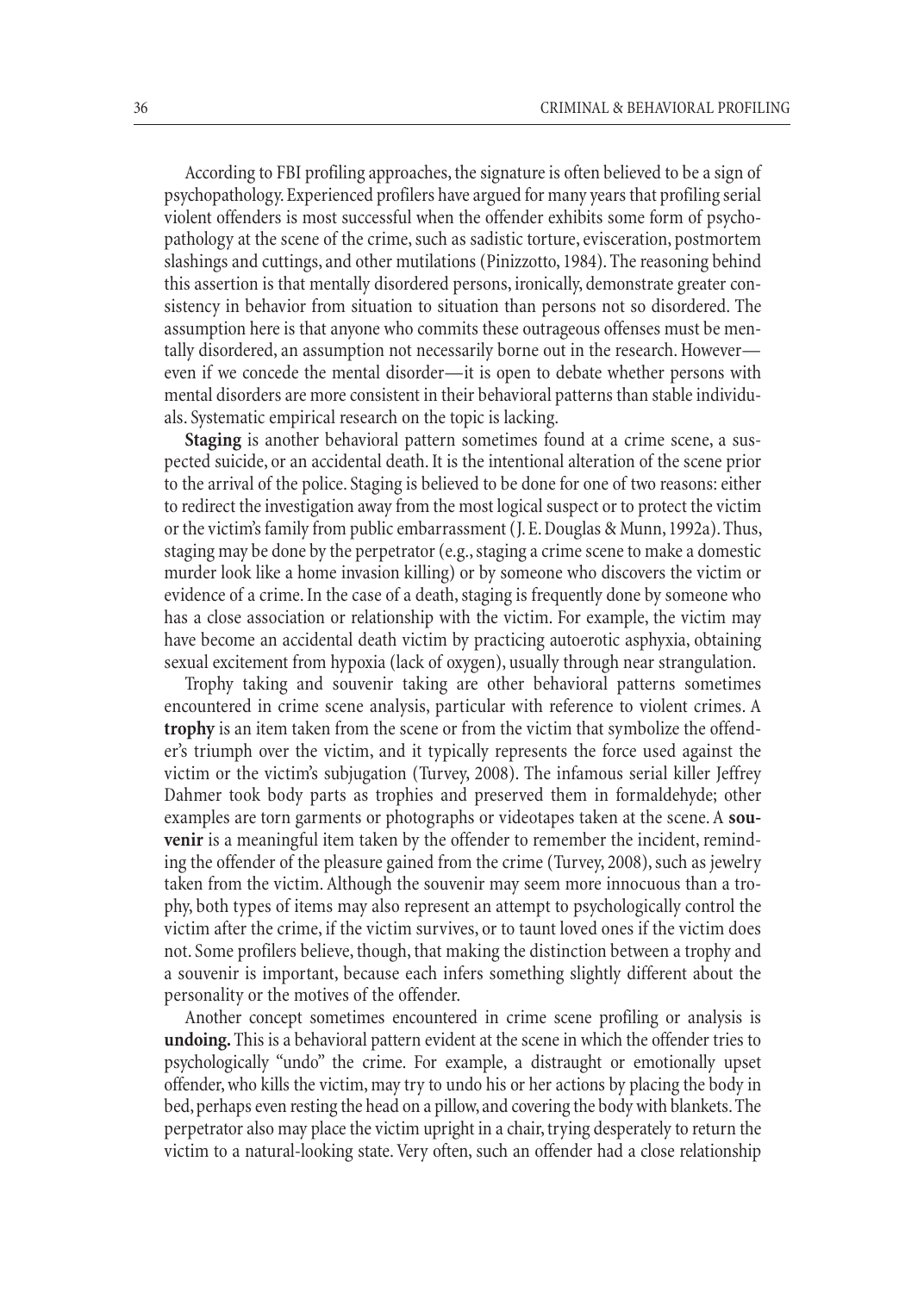According to FBI profiling approaches, the signature is often believed to be a sign of psychopathology. Experienced profilers have argued for many years that profiling serial violent offenders is most successful when the offender exhibits some form of psychopathology at the scene of the crime, such as sadistic torture, evisceration, postmortem slashings and cuttings, and other mutilations (Pinizzotto, 1984). The reasoning behind this assertion is that mentally disordered persons, ironically, demonstrate greater consistency in behavior from situation to situation than persons not so disordered. The assumption here is that anyone who commits these outrageous offenses must be mentally disordered, an assumption not necessarily borne out in the research. However—even if we concede the mental disorder—it is open to debate whether persons with mental disorders are more consistent in their behavioral patterns than stable individuals. Systematic empirical research on the topic is lacking.

**Staging** is another behavioral pattern sometimes found at a crime scene, a suspected suicide, or an accidental death. It is the intentional alteration of the scene prior to the arrival of the police. Staging is believed to be done for one of two reasons: either to redirect the investigation away from the most logical suspect or to protect the victim or the victim's family from public embarrassment (J. E. Douglas & Munn, 1992a). Thus, staging may be done by the perpetrator (e.g., staging a crime scene to make a domestic murder look like a home invasion killing) or by someone who discovers the victim or evidence of a crime. In the case of a death, staging is frequently done by someone who has a close association or relationship with the victim. For example, the victim may have become an accidental death victim by practicing autoerotic asphyxia, obtaining sexual excitement from hypoxia (lack of oxygen), usually through near strangulation.

Trophy taking and souvenir taking are other behavioral patterns sometimes encountered in crime scene analysis, particular with reference to violent crimes. A **trophy** is an item taken from the scene or from the victim that symbolize the offender's triumph over the victim, and it typically represents the force used against the victim or the victim's subjugation (Turvey, 2008). The infamous serial killer Jeffrey Dahmer took body parts as trophies and preserved them in formaldehyde; other examples are torn garments or photographs or videotapes taken at the scene. A **souvenir** is a meaningful item taken by the offender to remember the incident, reminding the offender of the pleasure gained from the crime (Turvey, 2008), such as jewelry taken from the victim. Although the souvenir may seem more innocuous than a trophy, both types of items may also represent an attempt to psychologically control the victim after the crime, if the victim survives, or to taunt loved ones if the victim does not. Some profilers believe, though, that making the distinction between a trophy and a souvenir is important, because each infers something slightly different about the personality or the motives of the offender.

Another concept sometimes encountered in crime scene profiling or analysis is **undoing.** This is a behavioral pattern evident at the scene in which the offender tries to psychologically "undo" the crime. For example, a distraught or emotionally upset offender, who kills the victim, may try to undo his or her actions by placing the body in bed, perhaps even resting the head on a pillow, and covering the body with blankets. The perpetrator also may place the victim upright in a chair, trying desperately to return the victim to a natural-looking state. Very often, such an offender had a close relationship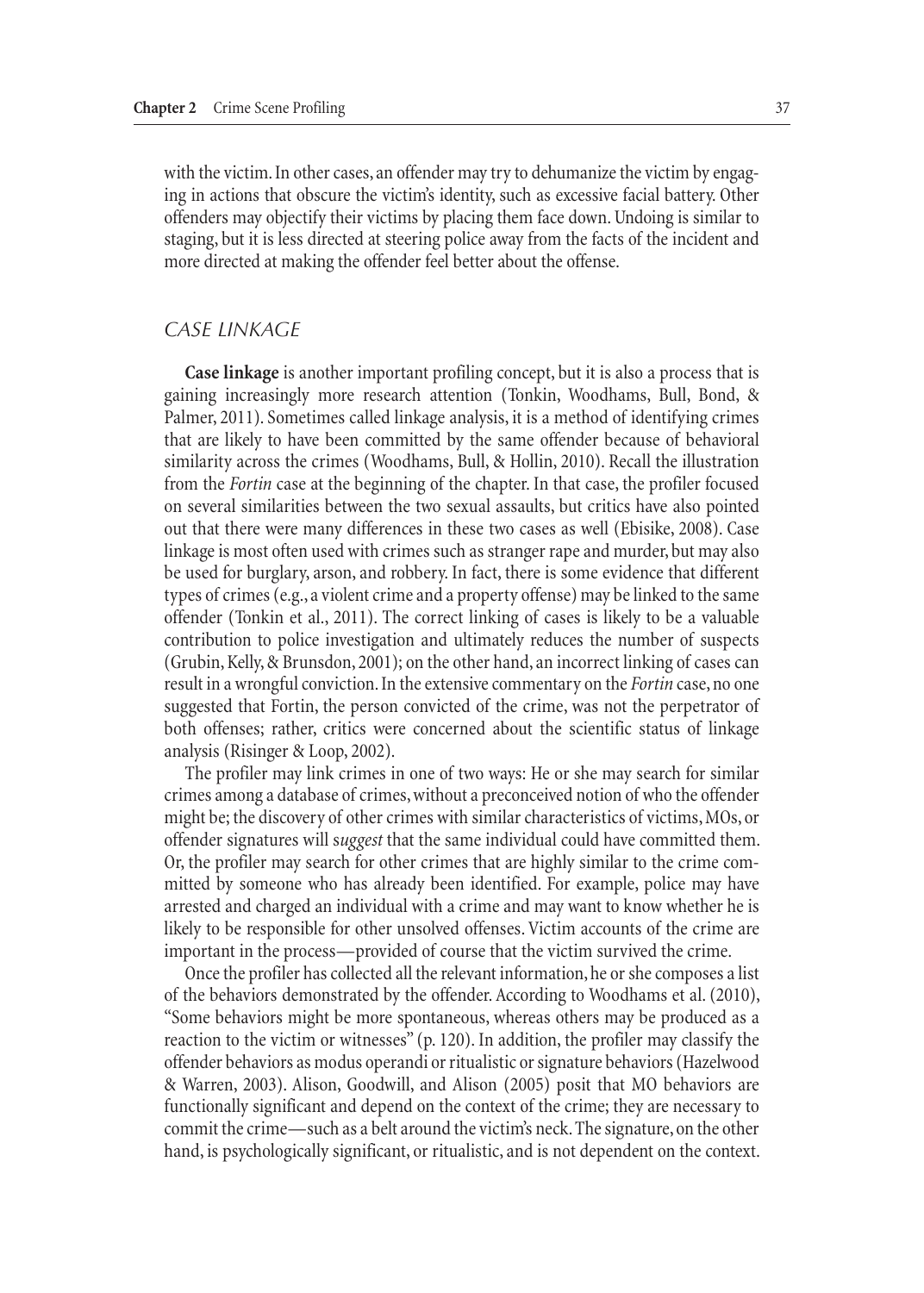with the victim. In other cases, an offender may try to dehumanize the victim by engaging in actions that obscure the victim's identity, such as excessive facial battery. Other offenders may objectify their victims by placing them face down. Undoing is similar to staging, but it is less directed at steering police away from the facts of the incident and more directed at making the offender feel better about the offense.

## *CASE LINKAGE*

**Case linkage** is another important profiling concept, but it is also a process that is gaining increasingly more research attention (Tonkin, Woodhams, Bull, Bond, & Palmer, 2011). Sometimes called linkage analysis, it is a method of identifying crimes that are likely to have been committed by the same offender because of behavioral similarity across the crimes (Woodhams, Bull, & Hollin, 2010). Recall the illustration from the *Fortin* case at the beginning of the chapter. In that case, the profiler focused on several similarities between the two sexual assaults, but critics have also pointed out that there were many differences in these two cases as well (Ebisike, 2008). Case linkage is most often used with crimes such as stranger rape and murder, but may also be used for burglary, arson, and robbery. In fact, there is some evidence that different types of crimes (e.g., a violent crime and a property offense) may be linked to the same offender (Tonkin et al., 2011). The correct linking of cases is likely to be a valuable contribution to police investigation and ultimately reduces the number of suspects (Grubin, Kelly, & Brunsdon, 2001); on the other hand, an incorrect linking of cases can result in a wrongful conviction. In the extensive commentary on the *Fortin* case, no one suggested that Fortin, the person convicted of the crime, was not the perpetrator of both offenses; rather, critics were concerned about the scientific status of linkage analysis (Risinger & Loop, 2002).

The profiler may link crimes in one of two ways: He or she may search for similar crimes among a database of crimes, without a preconceived notion of who the offender might be; the discovery of other crimes with similar characteristics of victims, MOs, or offender signatures will *suggest* that the same individual could have committed them. Or, the profiler may search for other crimes that are highly similar to the crime committed by someone who has already been identified. For example, police may have arrested and charged an individual with a crime and may want to know whether he is likely to be responsible for other unsolved offenses. Victim accounts of the crime are important in the process—provided of course that the victim survived the crime.

Once the profiler has collected all the relevant information, he or she composes a list of the behaviors demonstrated by the offender. According to Woodhams et al. (2010), "Some behaviors might be more spontaneous, whereas others may be produced as a reaction to the victim or witnesses" (p. 120). In addition, the profiler may classify the offender behaviors as modus operandi or ritualistic or signature behaviors (Hazelwood & Warren, 2003). Alison, Goodwill, and Alison (2005) posit that MO behaviors are functionally significant and depend on the context of the crime; they are necessary to commit the crime—such as a belt around the victim's neck. The signature, on the other hand, is psychologically significant, or ritualistic, and is not dependent on the context.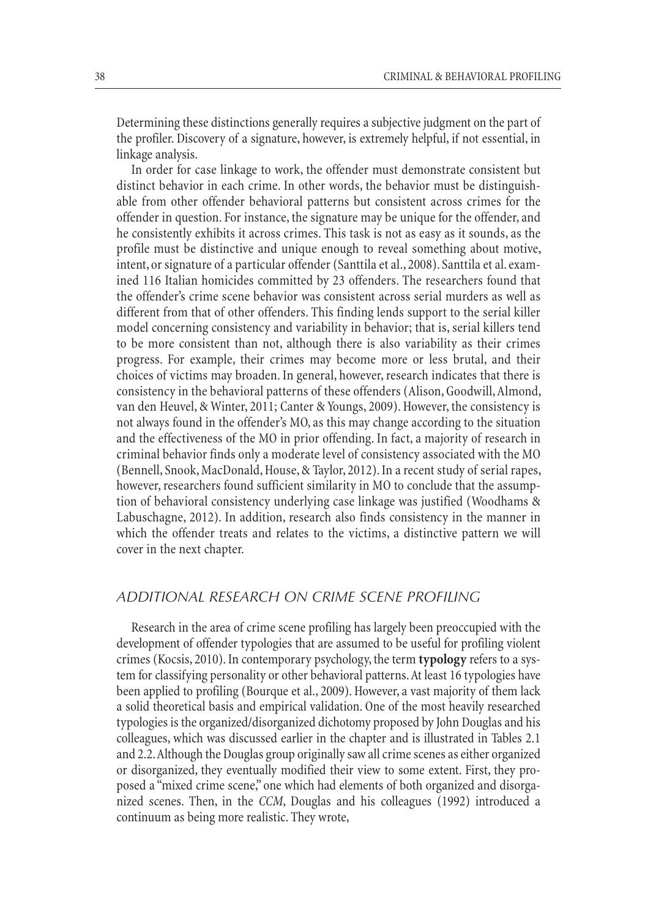Determining these distinctions generally requires a subjective judgment on the part of the profiler. Discovery of a signature, however, is extremely helpful, if not essential, in linkage analysis.

In order for case linkage to work, the offender must demonstrate consistent but distinct behavior in each crime. In other words, the behavior must be distinguishable from other offender behavioral patterns but consistent across crimes for the offender in question. For instance, the signature may be unique for the offender, and he consistently exhibits it across crimes. This task is not as easy as it sounds, as the profile must be distinctive and unique enough to reveal something about motive, intent, or signature of a particular offender (Santtila et al., 2008). Santtila et al. examined 116 Italian homicides committed by 23 offenders. The researchers found that the offender's crime scene behavior was consistent across serial murders as well as different from that of other offenders. This finding lends support to the serial killer model concerning consistency and variability in behavior; that is, serial killers tend to be more consistent than not, although there is also variability as their crimes progress. For example, their crimes may become more or less brutal, and their choices of victims may broaden. In general, however, research indicates that there is consistency in the behavioral patterns of these offenders (Alison, Goodwill, Almond, van den Heuvel, & Winter, 2011; Canter & Youngs, 2009). However, the consistency is not always found in the offender's MO, as this may change according to the situation and the effectiveness of the MO in prior offending. In fact, a majority of research in criminal behavior finds only a moderate level of consistency associated with the MO (Bennell, Snook, MacDonald, House, & Taylor, 2012). In a recent study of serial rapes, however, researchers found sufficient similarity in MO to conclude that the assumption of behavioral consistency underlying case linkage was justified (Woodhams & Labuschagne, 2012). In addition, research also finds consistency in the manner in which the offender treats and relates to the victims, a distinctive pattern we will cover in the next chapter.

## *ADDITIONAL RESEARCH ON CRIME SCENE PROFILING*

Research in the area of crime scene profiling has largely been preoccupied with the development of offender typologies that are assumed to be useful for profiling violent crimes (Kocsis, 2010). In contemporary psychology, the term **typology** refers to a system for classifying personality or other behavioral patterns. At least 16 typologies have been applied to profiling (Bourque et al., 2009). However, a vast majority of them lack a solid theoretical basis and empirical validation. One of the most heavily researched typologies is the organized/disorganized dichotomy proposed by John Douglas and his colleagues, which was discussed earlier in the chapter and is illustrated in Tables 2.1 and 2.2. Although the Douglas group originally saw all crime scenes as either organized or disorganized, they eventually modified their view to some extent. First, they proposed a "mixed crime scene," one which had elements of both organized and disorganized scenes. Then, in the *CCM*, Douglas and his colleagues (1992) introduced a continuum as being more realistic. They wrote,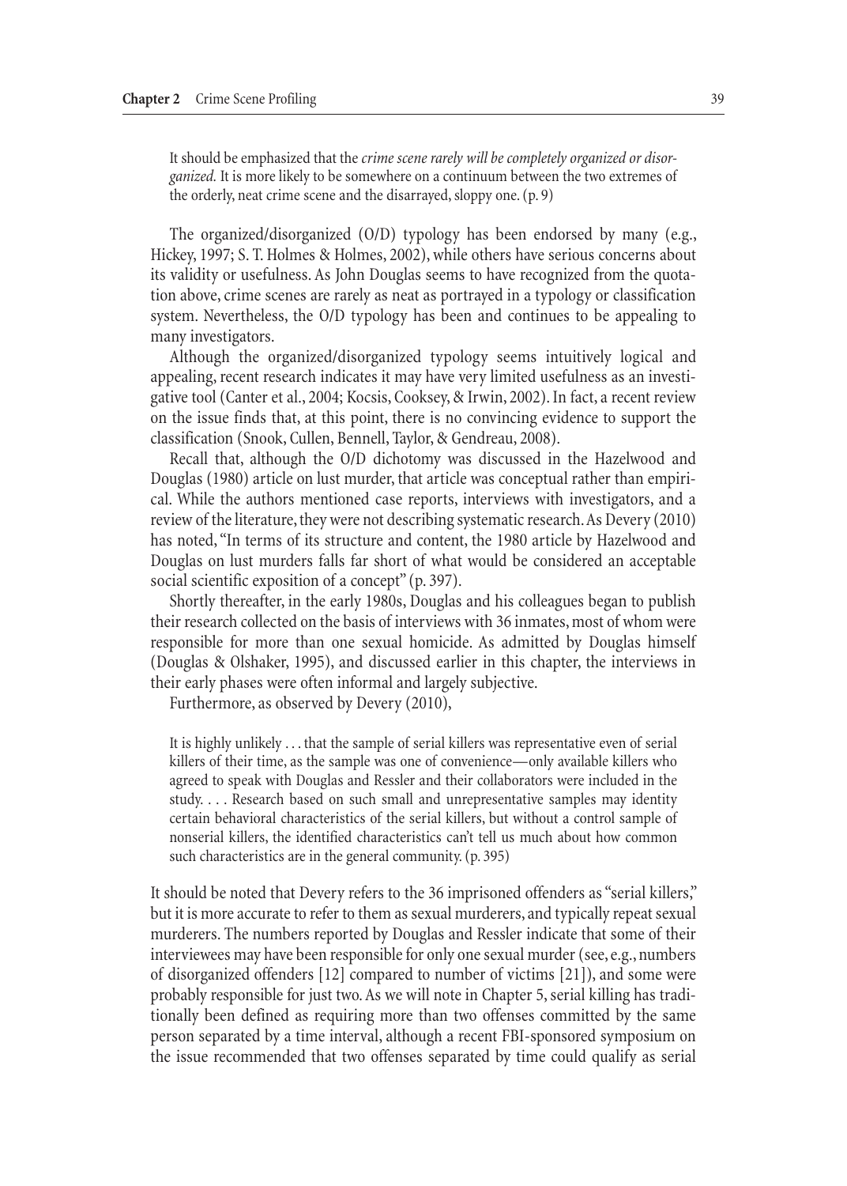> It should be emphasized that the *crime scene rarely will be completely organized or disorganized.* It is more likely to be somewhere on a continuum between the two extremes of the orderly, neat crime scene and the disarrayed, sloppy one. (p. 9)

The organized/disorganized (O/D) typology has been endorsed by many (e.g., Hickey, 1997; S. T. Holmes & Holmes, 2002), while others have serious concerns about its validity or usefulness. As John Douglas seems to have recognized from the quotation above, crime scenes are rarely as neat as portrayed in a typology or classification system. Nevertheless, the O/D typology has been and continues to be appealing to many investigators.

Although the organized/disorganized typology seems intuitively logical and appealing, recent research indicates it may have very limited usefulness as an investigative tool (Canter et al., 2004; Kocsis, Cooksey, & Irwin, 2002). In fact, a recent review on the issue finds that, at this point, there is no convincing evidence to support the classification (Snook, Cullen, Bennell, Taylor, & Gendreau, 2008).

Recall that, although the O/D dichotomy was discussed in the Hazelwood and Douglas (1980) article on lust murder, that article was conceptual rather than empirical. While the authors mentioned case reports, interviews with investigators, and a review of the literature, they were not describing systematic research. As Devery (2010) has noted, "In terms of its structure and content, the 1980 article by Hazelwood and Douglas on lust murders falls far short of what would be considered an acceptable social scientific exposition of a concept" (p. 397).

Shortly thereafter, in the early 1980s, Douglas and his colleagues began to publish their research collected on the basis of interviews with 36 inmates, most of whom were responsible for more than one sexual homicide. As admitted by Douglas himself (Douglas & Olshaker, 1995), and discussed earlier in this chapter, the interviews in their early phases were often informal and largely subjective.

Furthermore, as observed by Devery (2010),

> It is highly unlikely . . . that the sample of serial killers was representative even of serial killers of their time, as the sample was one of convenience—only available killers who agreed to speak with Douglas and Ressler and their collaborators were included in the study. . . . Research based on such small and unrepresentative samples may identity certain behavioral characteristics of the serial killers, but without a control sample of nonserial killers, the identified characteristics can't tell us much about how common such characteristics are in the general community. (p. 395)

It should be noted that Devery refers to the 36 imprisoned offenders as "serial killers," but it is more accurate to refer to them as sexual murderers, and typically repeat sexual murderers. The numbers reported by Douglas and Ressler indicate that some of their interviewees may have been responsible for only one sexual murder (see, e.g., numbers of disorganized offenders [12] compared to number of victims [21]), and some were probably responsible for just two. As we will note in Chapter 5, serial killing has traditionally been defined as requiring more than two offenses committed by the same person separated by a time interval, although a recent FBI-sponsored symposium on the issue recommended that two offenses separated by time could qualify as serial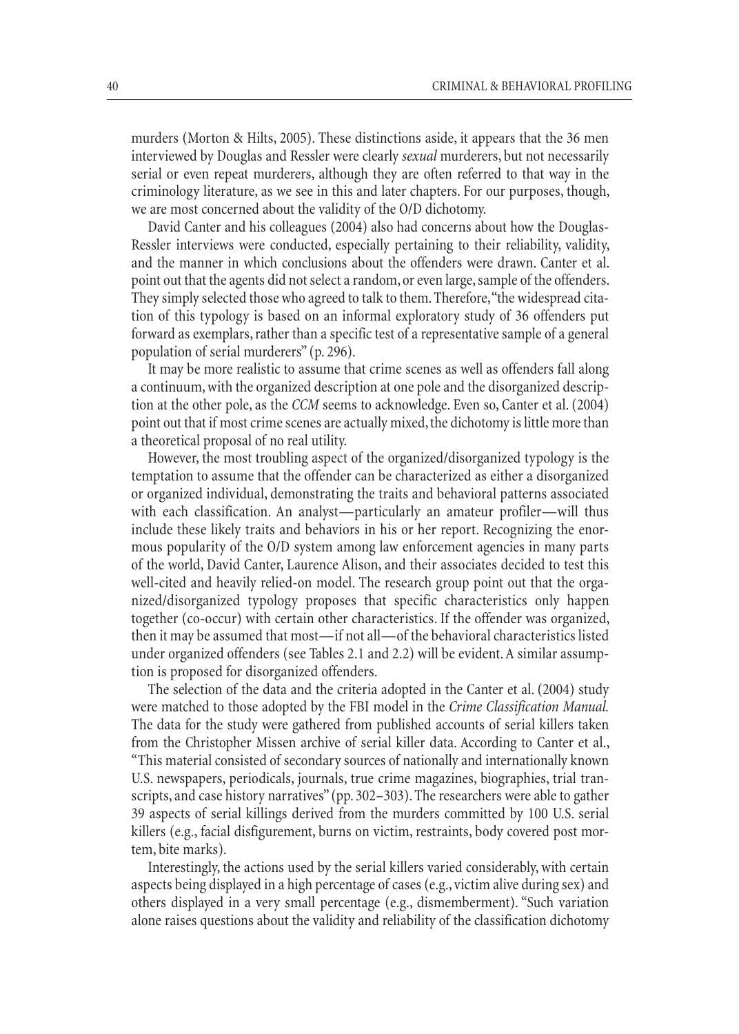murders (Morton & Hilts, 2005). These distinctions aside, it appears that the 36 men interviewed by Douglas and Ressler were clearly *sexual* murderers, but not necessarily serial or even repeat murderers, although they are often referred to that way in the criminology literature, as we see in this and later chapters. For our purposes, though, we are most concerned about the validity of the O/D dichotomy.

David Canter and his colleagues (2004) also had concerns about how the Douglas-Ressler interviews were conducted, especially pertaining to their reliability, validity, and the manner in which conclusions about the offenders were drawn. Canter et al. point out that the agents did not select a random, or even large, sample of the offenders. They simply selected those who agreed to talk to them. Therefore, "the widespread citation of this typology is based on an informal exploratory study of 36 offenders put forward as exemplars, rather than a specific test of a representative sample of a general population of serial murderers" (p. 296).

It may be more realistic to assume that crime scenes as well as offenders fall along a continuum, with the organized description at one pole and the disorganized description at the other pole, as the *CCM* seems to acknowledge. Even so, Canter et al. (2004) point out that if most crime scenes are actually mixed, the dichotomy is little more than a theoretical proposal of no real utility.

However, the most troubling aspect of the organized/disorganized typology is the temptation to assume that the offender can be characterized as either a disorganized or organized individual, demonstrating the traits and behavioral patterns associated with each classification. An analyst—particularly an amateur profiler—will thus include these likely traits and behaviors in his or her report. Recognizing the enormous popularity of the O/D system among law enforcement agencies in many parts of the world, David Canter, Laurence Alison, and their associates decided to test this well-cited and heavily relied-on model. The research group point out that the organized/disorganized typology proposes that specific characteristics only happen together (co-occur) with certain other characteristics. If the offender was organized, then it may be assumed that most—if not all—of the behavioral characteristics listed under organized offenders (see Tables 2.1 and 2.2) will be evident. A similar assumption is proposed for disorganized offenders.

The selection of the data and the criteria adopted in the Canter et al. (2004) study were matched to those adopted by the FBI model in the *Crime Classification Manual.* The data for the study were gathered from published accounts of serial killers taken from the Christopher Missen archive of serial killer data. According to Canter et al., "This material consisted of secondary sources of nationally and internationally known U.S. newspapers, periodicals, journals, true crime magazines, biographies, trial transcripts, and case history narratives" (pp. 302–303). The researchers were able to gather 39 aspects of serial killings derived from the murders committed by 100 U.S. serial killers (e.g., facial disfigurement, burns on victim, restraints, body covered post mortem, bite marks).

Interestingly, the actions used by the serial killers varied considerably, with certain aspects being displayed in a high percentage of cases (e.g., victim alive during sex) and others displayed in a very small percentage (e.g., dismemberment). "Such variation alone raises questions about the validity and reliability of the classification dichotomy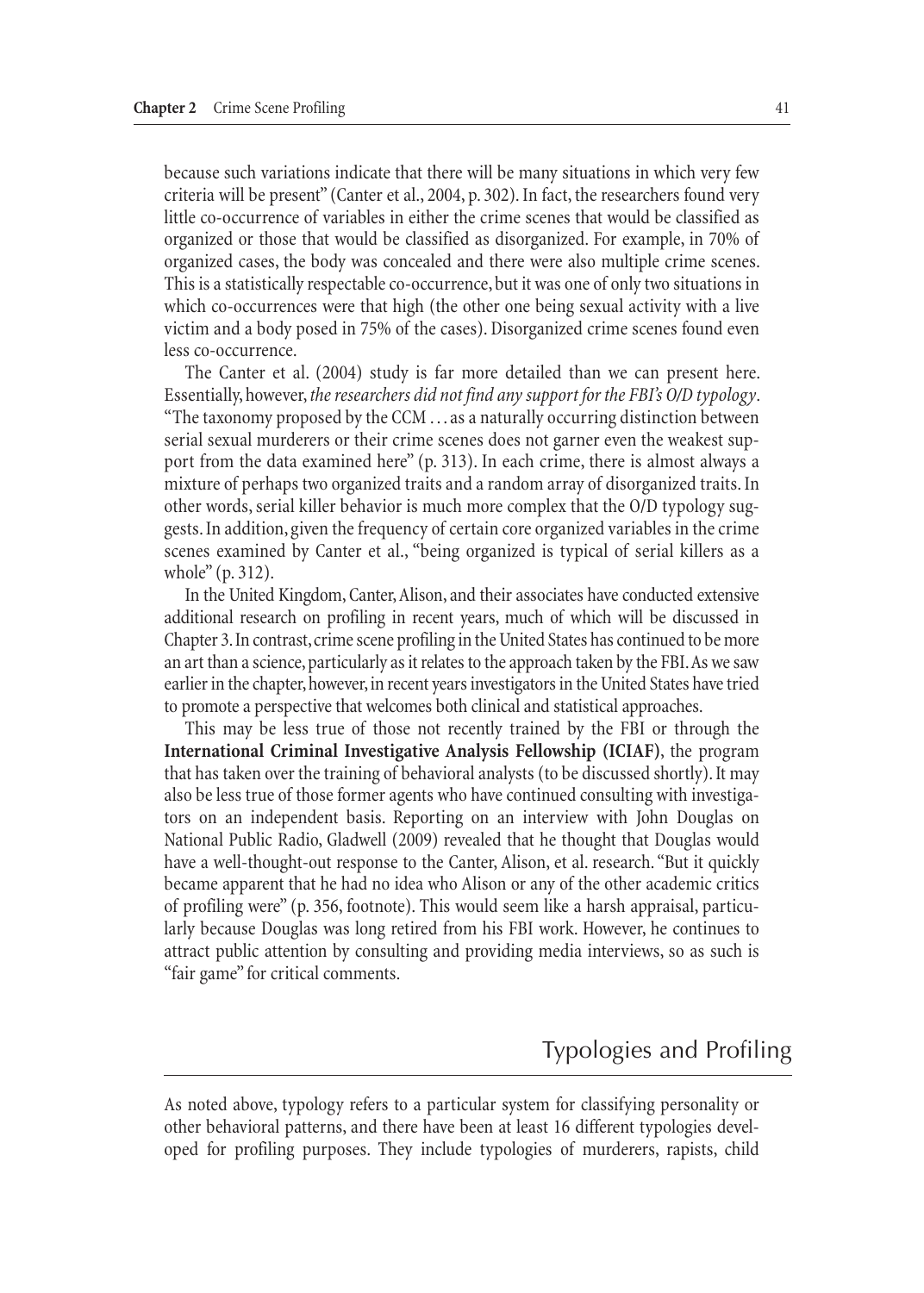because such variations indicate that there will be many situations in which very few criteria will be present" (Canter et al., 2004, p. 302). In fact, the researchers found very little co-occurrence of variables in either the crime scenes that would be classified as organized or those that would be classified as disorganized. For example, in 70% of organized cases, the body was concealed and there were also multiple crime scenes. This is a statistically respectable co-occurrence, but it was one of only two situations in which co-occurrences were that high (the other one being sexual activity with a live victim and a body posed in 75% of the cases). Disorganized crime scenes found even less co-occurrence.

The Canter et al. (2004) study is far more detailed than we can present here. Essentially, however, *the researchers did not find any support for the FBI's O/D typology*. "The taxonomy proposed by the CCM . . . as a naturally occurring distinction between serial sexual murderers or their crime scenes does not garner even the weakest support from the data examined here" (p. 313). In each crime, there is almost always a mixture of perhaps two organized traits and a random array of disorganized traits. In other words, serial killer behavior is much more complex that the O/D typology suggests. In addition, given the frequency of certain core organized variables in the crime scenes examined by Canter et al., "being organized is typical of serial killers as a whole" (p. 312).

In the United Kingdom, Canter, Alison, and their associates have conducted extensive additional research on profiling in recent years, much of which will be discussed in Chapter 3. In contrast, crime scene profiling in the United States has continued to be more an art than a science, particularly as it relates to the approach taken by the FBI. As we saw earlier in the chapter, however, in recent years investigators in the United States have tried to promote a perspective that welcomes both clinical and statistical approaches.

This may be less true of those not recently trained by the FBI or through the **International Criminal Investigative Analysis Fellowship (ICIAF)**, the program that has taken over the training of behavioral analysts (to be discussed shortly). It may also be less true of those former agents who have continued consulting with investigators on an independent basis. Reporting on an interview with John Douglas on National Public Radio, Gladwell (2009) revealed that he thought that Douglas would have a well-thought-out response to the Canter, Alison, et al. research. "But it quickly became apparent that he had no idea who Alison or any of the other academic critics of profiling were" (p. 356, footnote). This would seem like a harsh appraisal, particularly because Douglas was long retired from his FBI work. However, he continues to attract public attention by consulting and providing media interviews, so as such is "fair game" for critical comments.

## Typologies and Profiling

As noted above, typology refers to a particular system for classifying personality or other behavioral patterns, and there have been at least 16 different typologies developed for profiling purposes. They include typologies of murderers, rapists, child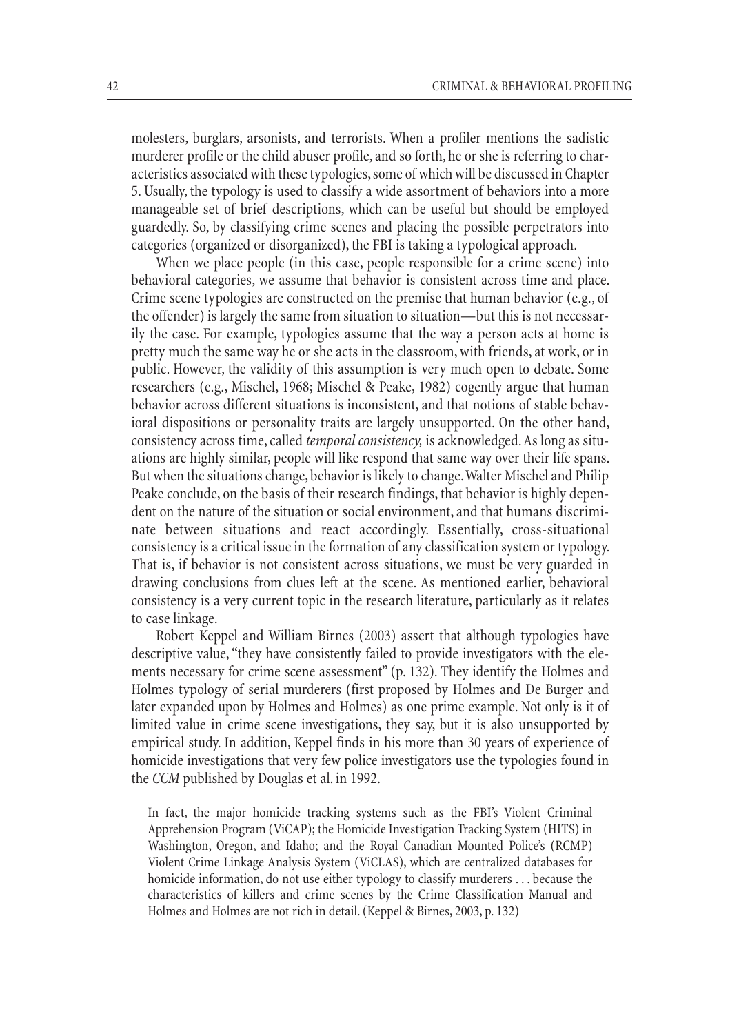molesters, burglars, arsonists, and terrorists. When a profiler mentions the sadistic murderer profile or the child abuser profile, and so forth, he or she is referring to characteristics associated with these typologies, some of which will be discussed in Chapter 5. Usually, the typology is used to classify a wide assortment of behaviors into a more manageable set of brief descriptions, which can be useful but should be employed guardedly. So, by classifying crime scenes and placing the possible perpetrators into categories (organized or disorganized), the FBI is taking a typological approach.

When we place people (in this case, people responsible for a crime scene) into behavioral categories, we assume that behavior is consistent across time and place. Crime scene typologies are constructed on the premise that human behavior (e.g., of the offender) is largely the same from situation to situation—but this is not necessarily the case. For example, typologies assume that the way a person acts at home is pretty much the same way he or she acts in the classroom, with friends, at work, or in public. However, the validity of this assumption is very much open to debate. Some researchers (e.g., Mischel, 1968; Mischel & Peake, 1982) cogently argue that human behavior across different situations is inconsistent, and that notions of stable behavioral dispositions or personality traits are largely unsupported. On the other hand, consistency across time, called *temporal consistency,* is acknowledged. As long as situations are highly similar, people will like respond that same way over their life spans. But when the situations change, behavior is likely to change. Walter Mischel and Philip Peake conclude, on the basis of their research findings, that behavior is highly dependent on the nature of the situation or social environment, and that humans discriminate between situations and react accordingly. Essentially, cross-situational consistency is a critical issue in the formation of any classification system or typology. That is, if behavior is not consistent across situations, we must be very guarded in drawing conclusions from clues left at the scene. As mentioned earlier, behavioral consistency is a very current topic in the research literature, particularly as it relates to case linkage.

Robert Keppel and William Birnes (2003) assert that although typologies have descriptive value, "they have consistently failed to provide investigators with the elements necessary for crime scene assessment" (p. 132). They identify the Holmes and Holmes typology of serial murderers (first proposed by Holmes and De Burger and later expanded upon by Holmes and Holmes) as one prime example. Not only is it of limited value in crime scene investigations, they say, but it is also unsupported by empirical study. In addition, Keppel finds in his more than 30 years of experience of homicide investigations that very few police investigators use the typologies found in the *CCM* published by Douglas et al. in 1992.

> In fact, the major homicide tracking systems such as the FBI's Violent Criminal Apprehension Program (ViCAP); the Homicide Investigation Tracking System (HITS) in Washington, Oregon, and Idaho; and the Royal Canadian Mounted Police's (RCMP) Violent Crime Linkage Analysis System (ViCLAS), which are centralized databases for homicide information, do not use either typology to classify murderers . . . because the characteristics of killers and crime scenes by the Crime Classification Manual and Holmes and Holmes are not rich in detail. (Keppel & Birnes, 2003, p. 132)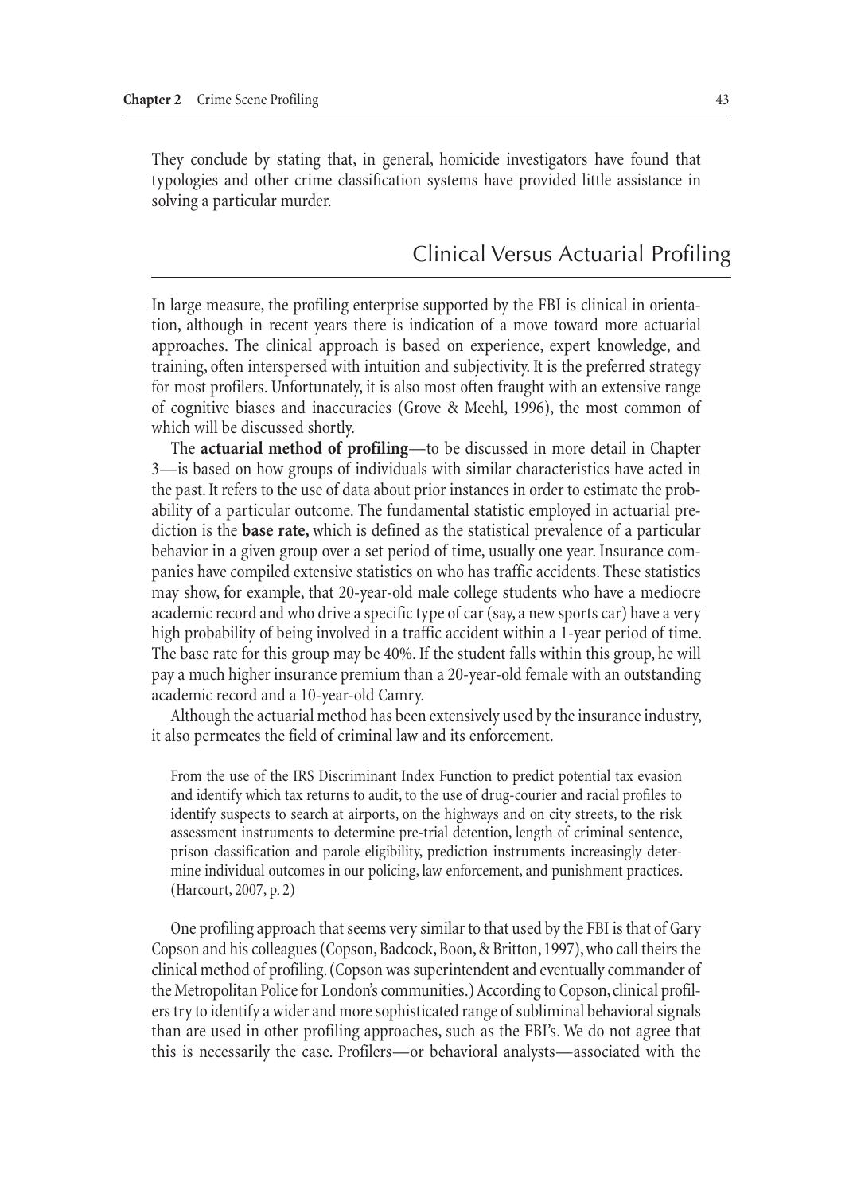They conclude by stating that, in general, homicide investigators have found that typologies and other crime classification systems have provided little assistance in solving a particular murder.

## Clinical Versus Actuarial Profiling

In large measure, the profiling enterprise supported by the FBI is clinical in orientation, although in recent years there is indication of a move toward more actuarial approaches. The clinical approach is based on experience, expert knowledge, and training, often interspersed with intuition and subjectivity. It is the preferred strategy for most profilers. Unfortunately, it is also most often fraught with an extensive range of cognitive biases and inaccuracies (Grove & Meehl, 1996), the most common of which will be discussed shortly.

The **actuarial method of profiling**—to be discussed in more detail in Chapter 3—is based on how groups of individuals with similar characteristics have acted in the past. It refers to the use of data about prior instances in order to estimate the probability of a particular outcome. The fundamental statistic employed in actuarial prediction is the **base rate,** which is defined as the statistical prevalence of a particular behavior in a given group over a set period of time, usually one year. Insurance companies have compiled extensive statistics on who has traffic accidents. These statistics may show, for example, that 20-year-old male college students who have a mediocre academic record and who drive a specific type of car (say, a new sports car) have a very high probability of being involved in a traffic accident within a 1-year period of time. The base rate for this group may be 40%. If the student falls within this group, he will pay a much higher insurance premium than a 20-year-old female with an outstanding academic record and a 10-year-old Camry.

Although the actuarial method has been extensively used by the insurance industry, it also permeates the field of criminal law and its enforcement.

> From the use of the IRS Discriminant Index Function to predict potential tax evasion and identify which tax returns to audit, to the use of drug-courier and racial profiles to identify suspects to search at airports, on the highways and on city streets, to the risk assessment instruments to determine pre-trial detention, length of criminal sentence, prison classification and parole eligibility, prediction instruments increasingly determine individual outcomes in our policing, law enforcement, and punishment practices. (Harcourt, 2007, p. 2)

One profiling approach that seems very similar to that used by the FBI is that of Gary Copson and his colleagues (Copson, Badcock, Boon, & Britton, 1997), who call theirs the clinical method of profiling. (Copson was superintendent and eventually commander of the Metropolitan Police for London's communities.) According to Copson, clinical profilers try to identify a wider and more sophisticated range of subliminal behavioral signals than are used in other profiling approaches, such as the FBI's. We do not agree that this is necessarily the case. Profilers—or behavioral analysts—associated with the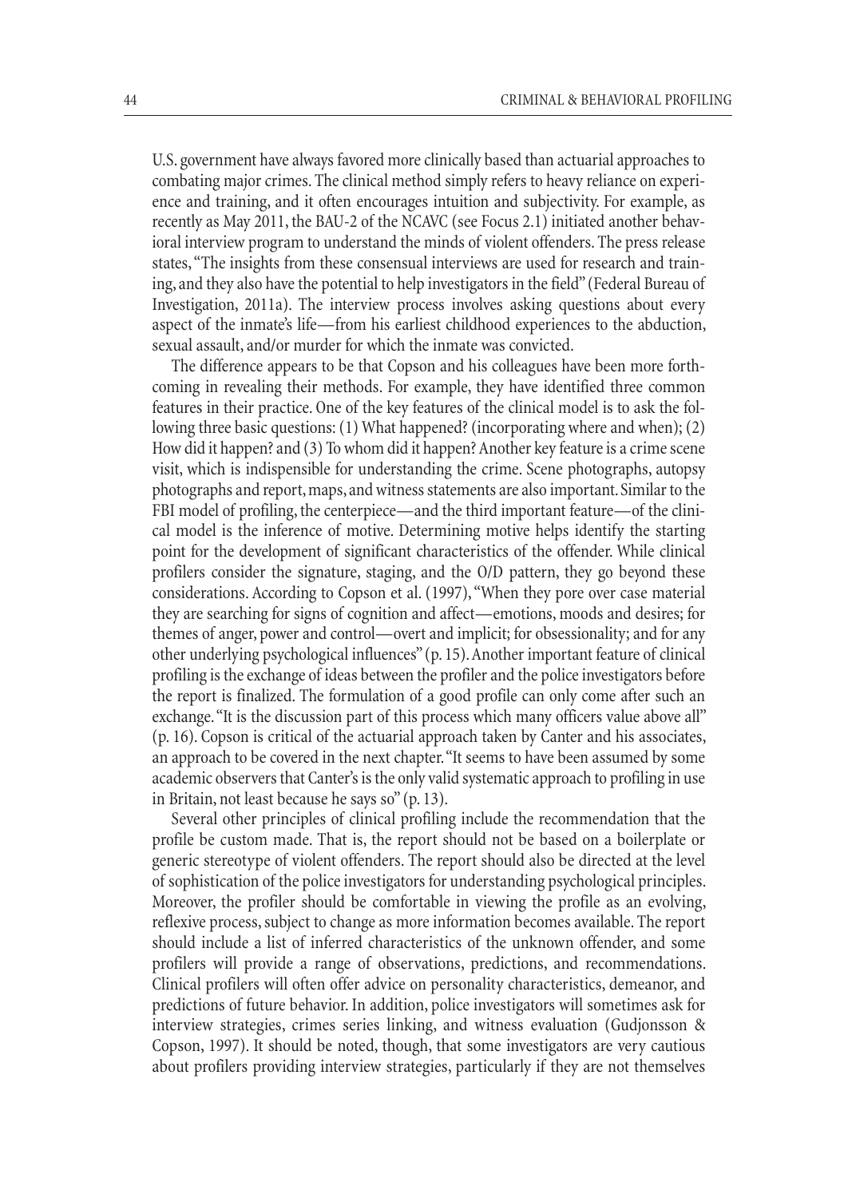U.S. government have always favored more clinically based than actuarial approaches to combating major crimes. The clinical method simply refers to heavy reliance on experience and training, and it often encourages intuition and subjectivity. For example, as recently as May 2011, the BAU-2 of the NCAVC (see Focus 2.1) initiated another behavioral interview program to understand the minds of violent offenders. The press release states, "The insights from these consensual interviews are used for research and training, and they also have the potential to help investigators in the field" (Federal Bureau of Investigation, 2011a). The interview process involves asking questions about every aspect of the inmate's life—from his earliest childhood experiences to the abduction, sexual assault, and/or murder for which the inmate was convicted.

The difference appears to be that Copson and his colleagues have been more forthcoming in revealing their methods. For example, they have identified three common features in their practice. One of the key features of the clinical model is to ask the following three basic questions: (1) What happened? (incorporating where and when); (2) How did it happen? and (3) To whom did it happen? Another key feature is a crime scene visit, which is indispensible for understanding the crime. Scene photographs, autopsy photographs and report, maps, and witness statements are also important. Similar to the FBI model of profiling, the centerpiece—and the third important feature—of the clinical model is the inference of motive. Determining motive helps identify the starting point for the development of significant characteristics of the offender. While clinical profilers consider the signature, staging, and the O/D pattern, they go beyond these considerations. According to Copson et al. (1997), "When they pore over case material they are searching for signs of cognition and affect—emotions, moods and desires; for themes of anger, power and control—overt and implicit; for obsessionality; and for any other underlying psychological influences" (p. 15). Another important feature of clinical profiling is the exchange of ideas between the profiler and the police investigators before the report is finalized. The formulation of a good profile can only come after such an exchange. "It is the discussion part of this process which many officers value above all" (p. 16). Copson is critical of the actuarial approach taken by Canter and his associates, an approach to be covered in the next chapter. "It seems to have been assumed by some academic observers that Canter's is the only valid systematic approach to profiling in use in Britain, not least because he says so" (p. 13).

Several other principles of clinical profiling include the recommendation that the profile be custom made. That is, the report should not be based on a boilerplate or generic stereotype of violent offenders. The report should also be directed at the level of sophistication of the police investigators for understanding psychological principles. Moreover, the profiler should be comfortable in viewing the profile as an evolving, reflexive process, subject to change as more information becomes available. The report should include a list of inferred characteristics of the unknown offender, and some profilers will provide a range of observations, predictions, and recommendations. Clinical profilers will often offer advice on personality characteristics, demeanor, and predictions of future behavior. In addition, police investigators will sometimes ask for interview strategies, crimes series linking, and witness evaluation (Gudjonsson & Copson, 1997). It should be noted, though, that some investigators are very cautious about profilers providing interview strategies, particularly if they are not themselves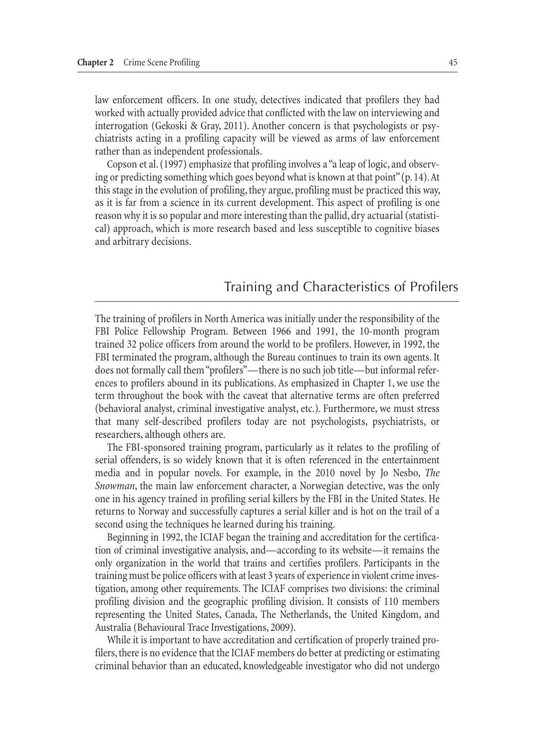law enforcement officers. In one study, detectives indicated that profilers they had worked with actually provided advice that conflicted with the law on interviewing and interrogation (Gekoski & Gray, 2011). Another concern is that psychologists or psychiatrists acting in a profiling capacity will be viewed as arms of law enforcement rather than as independent professionals.

Copson et al. (1997) emphasize that profiling involves a "a leap of logic, and observing or predicting something which goes beyond what is known at that point" (p. 14). At this stage in the evolution of profiling, they argue, profiling must be practiced this way, as it is far from a science in its current development. This aspect of profiling is one reason why it is so popular and more interesting than the pallid, dry actuarial (statistical) approach, which is more research based and less susceptible to cognitive biases and arbitrary decisions.

## Training and Characteristics of Profilers

The training of profilers in North America was initially under the responsibility of the FBI Police Fellowship Program. Between 1966 and 1991, the 10-month program trained 32 police officers from around the world to be profilers. However, in 1992, the FBI terminated the program, although the Bureau continues to train its own agents. It does not formally call them "profilers"—there is no such job title—but informal references to profilers abound in its publications. As emphasized in Chapter 1, we use the term throughout the book with the caveat that alternative terms are often preferred (behavioral analyst, criminal investigative analyst, etc.). Furthermore, we must stress that many self-described profilers today are not psychologists, psychiatrists, or researchers, although others are.

The FBI-sponsored training program, particularly as it relates to the profiling of serial offenders, is so widely known that it is often referenced in the entertainment media and in popular novels. For example, in the 2010 novel by Jo Nesbo, *The Snowman*, the main law enforcement character, a Norwegian detective, was the only one in his agency trained in profiling serial killers by the FBI in the United States. He returns to Norway and successfully captures a serial killer and is hot on the trail of a second using the techniques he learned during his training.

Beginning in 1992, the ICIAF began the training and accreditation for the certification of criminal investigative analysis, and—according to its website—it remains the only organization in the world that trains and certifies profilers. Participants in the training must be police officers with at least 3 years of experience in violent crime investigation, among other requirements. The ICIAF comprises two divisions: the criminal profiling division and the geographic profiling division. It consists of 110 members representing the United States, Canada, The Netherlands, the United Kingdom, and Australia (Behavioural Trace Investigations, 2009).

While it is important to have accreditation and certification of properly trained profilers, there is no evidence that the ICIAF members do better at predicting or estimating criminal behavior than an educated, knowledgeable investigator who did not undergo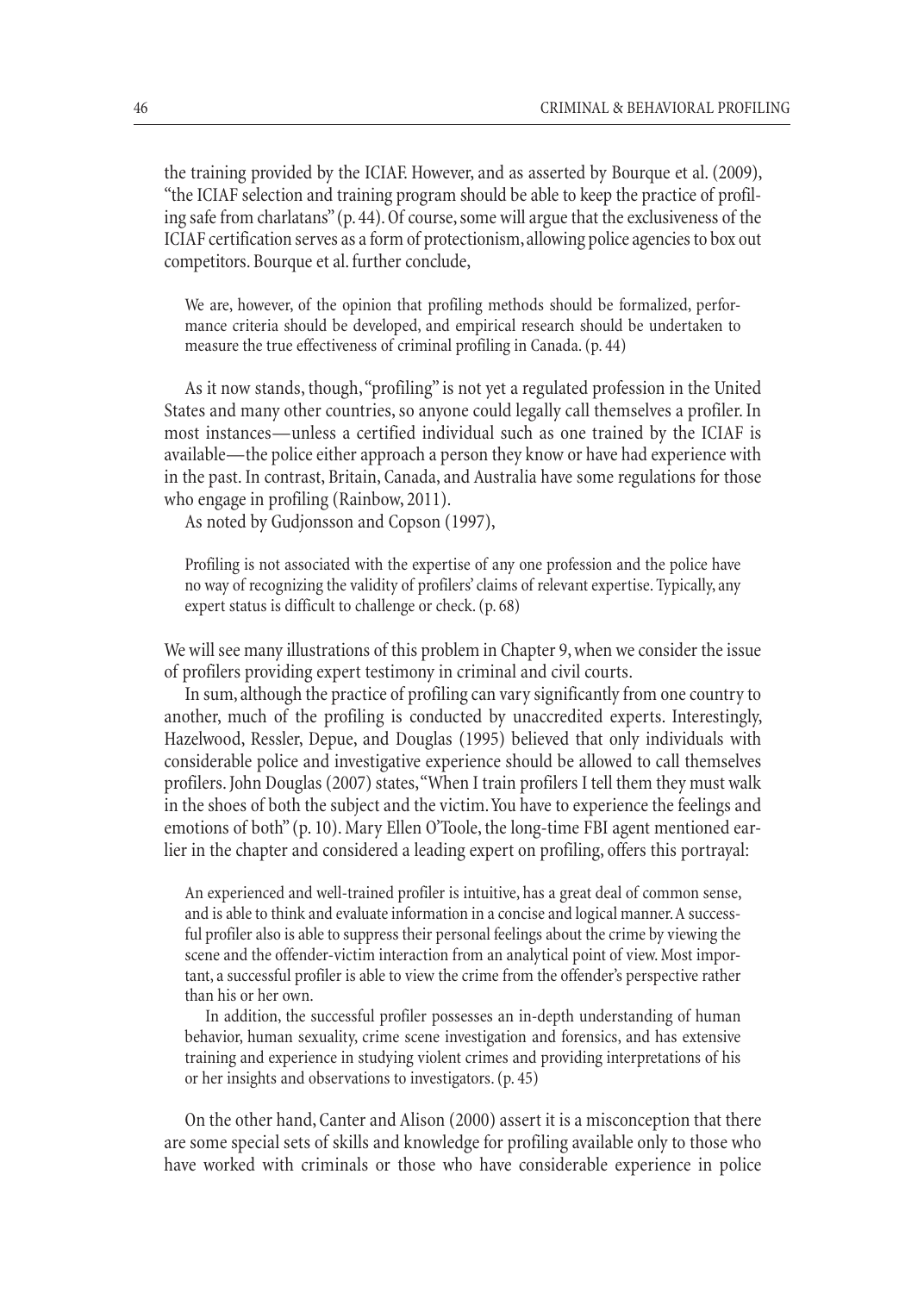the training provided by the ICIAF. However, and as asserted by Bourque et al. (2009), "the ICIAF selection and training program should be able to keep the practice of profiling safe from charlatans" (p. 44). Of course, some will argue that the exclusiveness of the ICIAF certification serves as a form of protectionism, allowing police agencies to box out competitors. Bourque et al. further conclude,

> We are, however, of the opinion that profiling methods should be formalized, performance criteria should be developed, and empirical research should be undertaken to measure the true effectiveness of criminal profiling in Canada. (p. 44)

As it now stands, though, "profiling" is not yet a regulated profession in the United States and many other countries, so anyone could legally call themselves a profiler. In most instances—unless a certified individual such as one trained by the ICIAF is available—the police either approach a person they know or have had experience with in the past. In contrast, Britain, Canada, and Australia have some regulations for those who engage in profiling (Rainbow, 2011).

As noted by Gudjonsson and Copson (1997),

> Profiling is not associated with the expertise of any one profession and the police have no way of recognizing the validity of profilers' claims of relevant expertise. Typically, any expert status is difficult to challenge or check. (p. 68)

We will see many illustrations of this problem in Chapter 9, when we consider the issue of profilers providing expert testimony in criminal and civil courts.

In sum, although the practice of profiling can vary significantly from one country to another, much of the profiling is conducted by unaccredited experts. Interestingly, Hazelwood, Ressler, Depue, and Douglas (1995) believed that only individuals with considerable police and investigative experience should be allowed to call themselves profilers. John Douglas (2007) states, "When I train profilers I tell them they must walk in the shoes of both the subject and the victim. You have to experience the feelings and emotions of both" (p. 10). Mary Ellen O'Toole, the long-time FBI agent mentioned earlier in the chapter and considered a leading expert on profiling, offers this portrayal:

> An experienced and well-trained profiler is intuitive, has a great deal of common sense, and is able to think and evaluate information in a concise and logical manner. A successful profiler also is able to suppress their personal feelings about the crime by viewing the scene and the offender-victim interaction from an analytical point of view. Most important, a successful profiler is able to view the crime from the offender's perspective rather than his or her own.
>
> In addition, the successful profiler possesses an in-depth understanding of human behavior, human sexuality, crime scene investigation and forensics, and has extensive training and experience in studying violent crimes and providing interpretations of his or her insights and observations to investigators. (p. 45)

On the other hand, Canter and Alison (2000) assert it is a misconception that there are some special sets of skills and knowledge for profiling available only to those who have worked with criminals or those who have considerable experience in police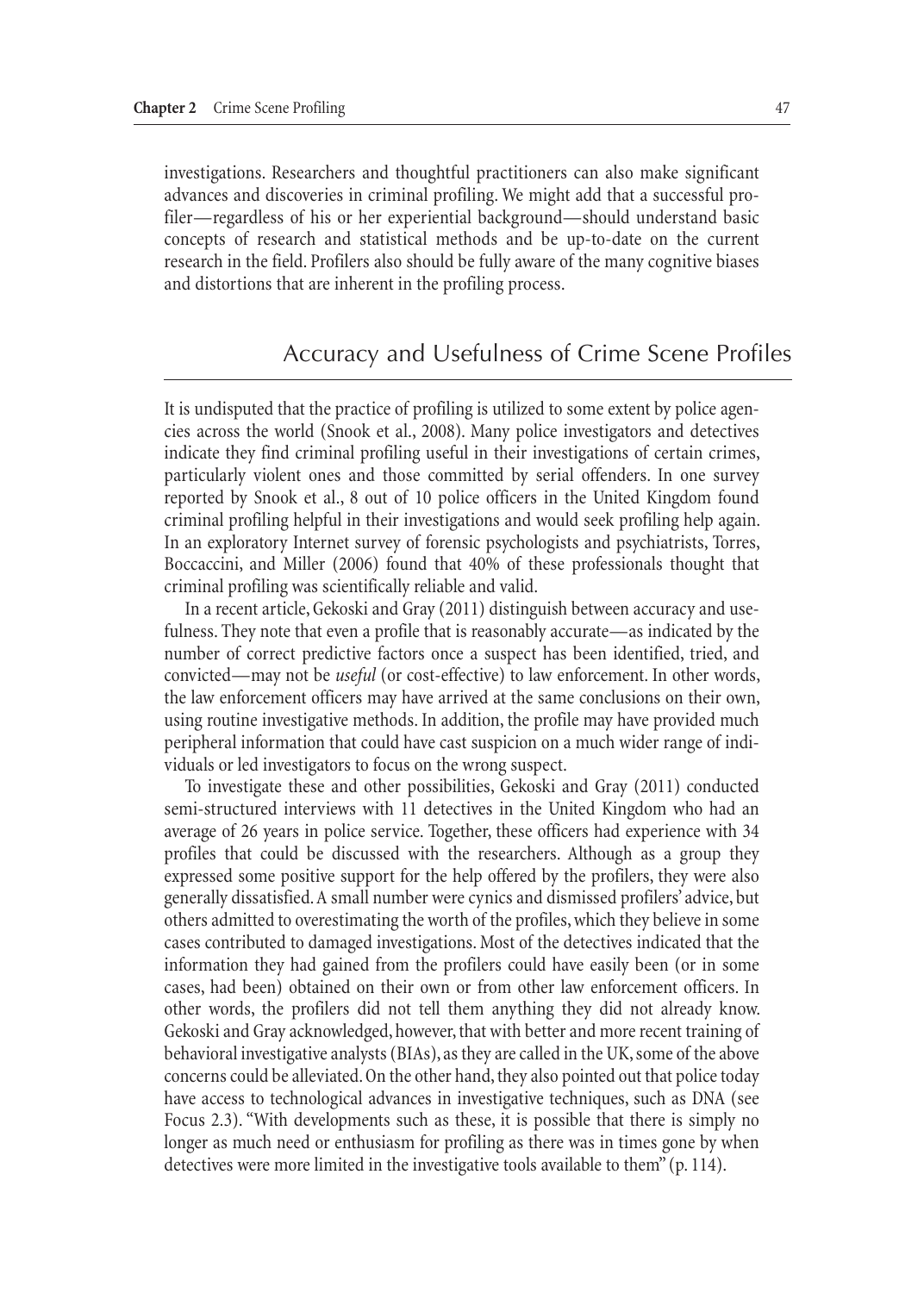investigations. Researchers and thoughtful practitioners can also make significant advances and discoveries in criminal profiling. We might add that a successful profiler—regardless of his or her experiential background—should understand basic concepts of research and statistical methods and be up-to-date on the current research in the field. Profilers also should be fully aware of the many cognitive biases and distortions that are inherent in the profiling process.

## Accuracy and Usefulness of Crime Scene Profiles

It is undisputed that the practice of profiling is utilized to some extent by police agencies across the world (Snook et al., 2008). Many police investigators and detectives indicate they find criminal profiling useful in their investigations of certain crimes, particularly violent ones and those committed by serial offenders. In one survey reported by Snook et al., 8 out of 10 police officers in the United Kingdom found criminal profiling helpful in their investigations and would seek profiling help again. In an exploratory Internet survey of forensic psychologists and psychiatrists, Torres, Boccaccini, and Miller (2006) found that 40% of these professionals thought that criminal profiling was scientifically reliable and valid.

In a recent article, Gekoski and Gray (2011) distinguish between accuracy and usefulness. They note that even a profile that is reasonably accurate—as indicated by the number of correct predictive factors once a suspect has been identified, tried, and convicted—may not be *useful* (or cost-effective) to law enforcement. In other words, the law enforcement officers may have arrived at the same conclusions on their own, using routine investigative methods. In addition, the profile may have provided much peripheral information that could have cast suspicion on a much wider range of individuals or led investigators to focus on the wrong suspect.

To investigate these and other possibilities, Gekoski and Gray (2011) conducted semi-structured interviews with 11 detectives in the United Kingdom who had an average of 26 years in police service. Together, these officers had experience with 34 profiles that could be discussed with the researchers. Although as a group they expressed some positive support for the help offered by the profilers, they were also generally dissatisfied. A small number were cynics and dismissed profilers' advice, but others admitted to overestimating the worth of the profiles, which they believe in some cases contributed to damaged investigations. Most of the detectives indicated that the information they had gained from the profilers could have easily been (or in some cases, had been) obtained on their own or from other law enforcement officers. In other words, the profilers did not tell them anything they did not already know. Gekoski and Gray acknowledged, however, that with better and more recent training of behavioral investigative analysts (BIAs), as they are called in the UK, some of the above concerns could be alleviated. On the other hand, they also pointed out that police today have access to technological advances in investigative techniques, such as DNA (see Focus 2.3). "With developments such as these, it is possible that there is simply no longer as much need or enthusiasm for profiling as there was in times gone by when detectives were more limited in the investigative tools available to them" (p. 114).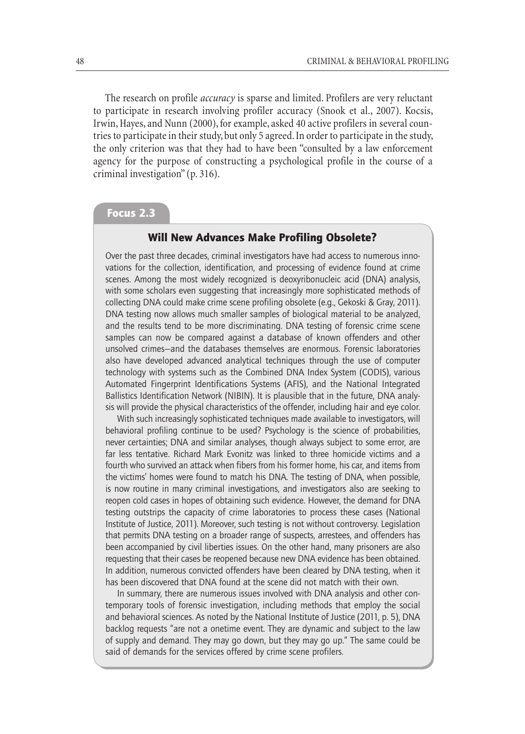The research on profile *accuracy* is sparse and limited. Profilers are very reluctant to participate in research involving profiler accuracy (Snook et al., 2007). Kocsis, Irwin, Hayes, and Nunn (2000), for example, asked 40 active profilers in several countries to participate in their study, but only 5 agreed. In order to participate in the study, the only criterion was that they had to have been "consulted by a law enforcement agency for the purpose of constructing a psychological profile in the course of a criminal investigation" (p. 316).

**Focus 2.3**

### Will New Advances Make Profiling Obsolete?

Over the past three decades, criminal investigators have had access to numerous innovations for the collection, identification, and processing of evidence found at crime scenes. Among the most widely recognized is deoxyribonucleic acid (DNA) analysis, with some scholars even suggesting that increasingly more sophisticated methods of collecting DNA could make crime scene profiling obsolete (e.g., Gekoski & Gray, 2011). DNA testing now allows much smaller samples of biological material to be analyzed, and the results tend to be more discriminating. DNA testing of forensic crime scene samples can now be compared against a database of known offenders and other unsolved crimes—and the databases themselves are enormous. Forensic laboratories also have developed advanced analytical techniques through the use of computer technology with systems such as the Combined DNA Index System (CODIS), various Automated Fingerprint Identifications Systems (AFIS), and the National Integrated Ballistics Identification Network (NIBIN). It is plausible that in the future, DNA analysis will provide the physical characteristics of the offender, including hair and eye color.

With such increasingly sophisticated techniques made available to investigators, will behavioral profiling continue to be used? Psychology is the science of probabilities, never certainties; DNA and similar analyses, though always subject to some error, are far less tentative. Richard Mark Evonitz was linked to three homicide victims and a fourth who survived an attack when fibers from his former home, his car, and items from the victims' homes were found to match his DNA. The testing of DNA, when possible, is now routine in many criminal investigations, and investigators also are seeking to reopen cold cases in hopes of obtaining such evidence. However, the demand for DNA testing outstrips the capacity of crime laboratories to process these cases (National Institute of Justice, 2011). Moreover, such testing is not without controversy. Legislation that permits DNA testing on a broader range of suspects, arrestees, and offenders has been accompanied by civil liberties issues. On the other hand, many prisoners are also requesting that their cases be reopened because new DNA evidence has been obtained. In addition, numerous convicted offenders have been cleared by DNA testing, when it has been discovered that DNA found at the scene did not match with their own.

In summary, there are numerous issues involved with DNA analysis and other contemporary tools of forensic investigation, including methods that employ the social and behavioral sciences. As noted by the National Institute of Justice (2011, p. 5), DNA backlog requests "are not a onetime event. They are dynamic and subject to the law of supply and demand. They may go down, but they may go up." The same could be said of demands for the services offered by crime scene profilers.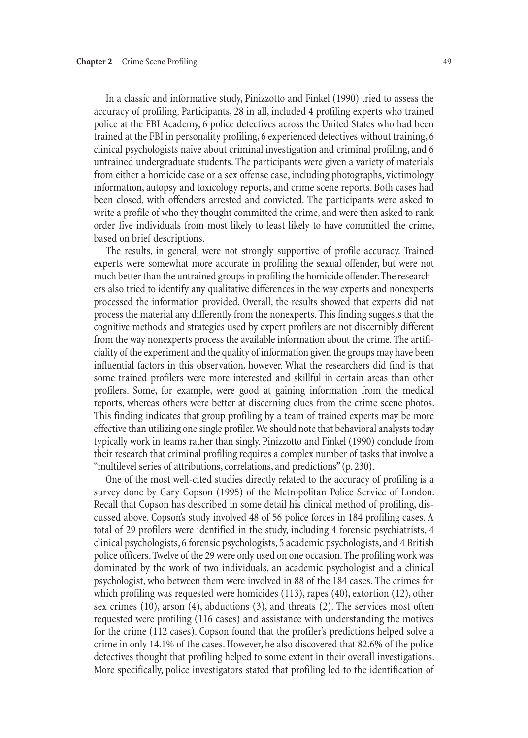In a classic and informative study, Pinizzotto and Finkel (1990) tried to assess the accuracy of profiling. Participants, 28 in all, included 4 profiling experts who trained police at the FBI Academy, 6 police detectives across the United States who had been trained at the FBI in personality profiling, 6 experienced detectives without training, 6 clinical psychologists naive about criminal investigation and criminal profiling, and 6 untrained undergraduate students. The participants were given a variety of materials from either a homicide case or a sex offense case, including photographs, victimology information, autopsy and toxicology reports, and crime scene reports. Both cases had been closed, with offenders arrested and convicted. The participants were asked to write a profile of who they thought committed the crime, and were then asked to rank order five individuals from most likely to least likely to have committed the crime, based on brief descriptions.

The results, in general, were not strongly supportive of profile accuracy. Trained experts were somewhat more accurate in profiling the sexual offender, but were not much better than the untrained groups in profiling the homicide offender. The researchers also tried to identify any qualitative differences in the way experts and nonexperts processed the information provided. Overall, the results showed that experts did not process the material any differently from the nonexperts. This finding suggests that the cognitive methods and strategies used by expert profilers are not discernibly different from the way nonexperts process the available information about the crime. The artificiality of the experiment and the quality of information given the groups may have been influential factors in this observation, however. What the researchers did find is that some trained profilers were more interested and skillful in certain areas than other profilers. Some, for example, were good at gaining information from the medical reports, whereas others were better at discerning clues from the crime scene photos. This finding indicates that group profiling by a team of trained experts may be more effective than utilizing one single profiler. We should note that behavioral analysts today typically work in teams rather than singly. Pinizzotto and Finkel (1990) conclude from their research that criminal profiling requires a complex number of tasks that involve a "multilevel series of attributions, correlations, and predictions" (p. 230).

One of the most well-cited studies directly related to the accuracy of profiling is a survey done by Gary Copson (1995) of the Metropolitan Police Service of London. Recall that Copson has described in some detail his clinical method of profiling, discussed above. Copson's study involved 48 of 56 police forces in 184 profiling cases. A total of 29 profilers were identified in the study, including 4 forensic psychiatrists, 4 clinical psychologists, 6 forensic psychologists, 5 academic psychologists, and 4 British police officers. Twelve of the 29 were only used on one occasion. The profiling work was dominated by the work of two individuals, an academic psychologist and a clinical psychologist, who between them were involved in 88 of the 184 cases. The crimes for which profiling was requested were homicides (113), rapes (40), extortion (12), other sex crimes (10), arson (4), abductions (3), and threats (2). The services most often requested were profiling (116 cases) and assistance with understanding the motives for the crime (112 cases). Copson found that the profiler's predictions helped solve a crime in only 14.1% of the cases. However, he also discovered that 82.6% of the police detectives thought that profiling helped to some extent in their overall investigations. More specifically, police investigators stated that profiling led to the identification of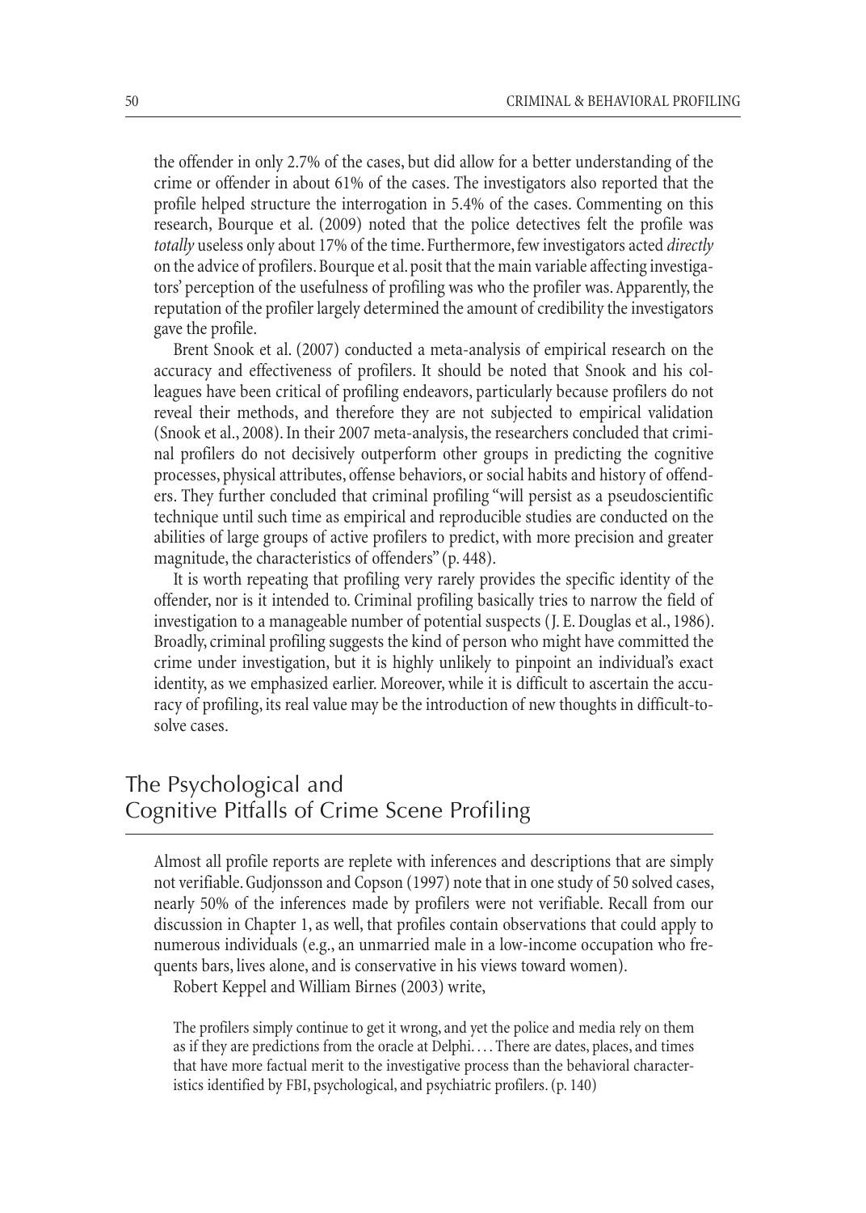the offender in only 2.7% of the cases, but did allow for a better understanding of the crime or offender in about 61% of the cases. The investigators also reported that the profile helped structure the interrogation in 5.4% of the cases. Commenting on this research, Bourque et al. (2009) noted that the police detectives felt the profile was *totally* useless only about 17% of the time. Furthermore, few investigators acted *directly* on the advice of profilers. Bourque et al. posit that the main variable affecting investigators' perception of the usefulness of profiling was who the profiler was. Apparently, the reputation of the profiler largely determined the amount of credibility the investigators gave the profile.

Brent Snook et al. (2007) conducted a meta-analysis of empirical research on the accuracy and effectiveness of profilers. It should be noted that Snook and his colleagues have been critical of profiling endeavors, particularly because profilers do not reveal their methods, and therefore they are not subjected to empirical validation (Snook et al., 2008). In their 2007 meta-analysis, the researchers concluded that criminal profilers do not decisively outperform other groups in predicting the cognitive processes, physical attributes, offense behaviors, or social habits and history of offenders. They further concluded that criminal profiling "will persist as a pseudoscientific technique until such time as empirical and reproducible studies are conducted on the abilities of large groups of active profilers to predict, with more precision and greater magnitude, the characteristics of offenders" (p. 448).

It is worth repeating that profiling very rarely provides the specific identity of the offender, nor is it intended to. Criminal profiling basically tries to narrow the field of investigation to a manageable number of potential suspects (J. E. Douglas et al., 1986). Broadly, criminal profiling suggests the kind of person who might have committed the crime under investigation, but it is highly unlikely to pinpoint an individual's exact identity, as we emphasized earlier. Moreover, while it is difficult to ascertain the accuracy of profiling, its real value may be the introduction of new thoughts in difficult-to-solve cases.

## The Psychological and Cognitive Pitfalls of Crime Scene Profiling

Almost all profile reports are replete with inferences and descriptions that are simply not verifiable. Gudjonsson and Copson (1997) note that in one study of 50 solved cases, nearly 50% of the inferences made by profilers were not verifiable. Recall from our discussion in Chapter 1, as well, that profiles contain observations that could apply to numerous individuals (e.g., an unmarried male in a low-income occupation who frequents bars, lives alone, and is conservative in his views toward women).

Robert Keppel and William Birnes (2003) write,

> The profilers simply continue to get it wrong, and yet the police and media rely on them as if they are predictions from the oracle at Delphi. . . . There are dates, places, and times that have more factual merit to the investigative process than the behavioral characteristics identified by FBI, psychological, and psychiatric profilers. (p. 140)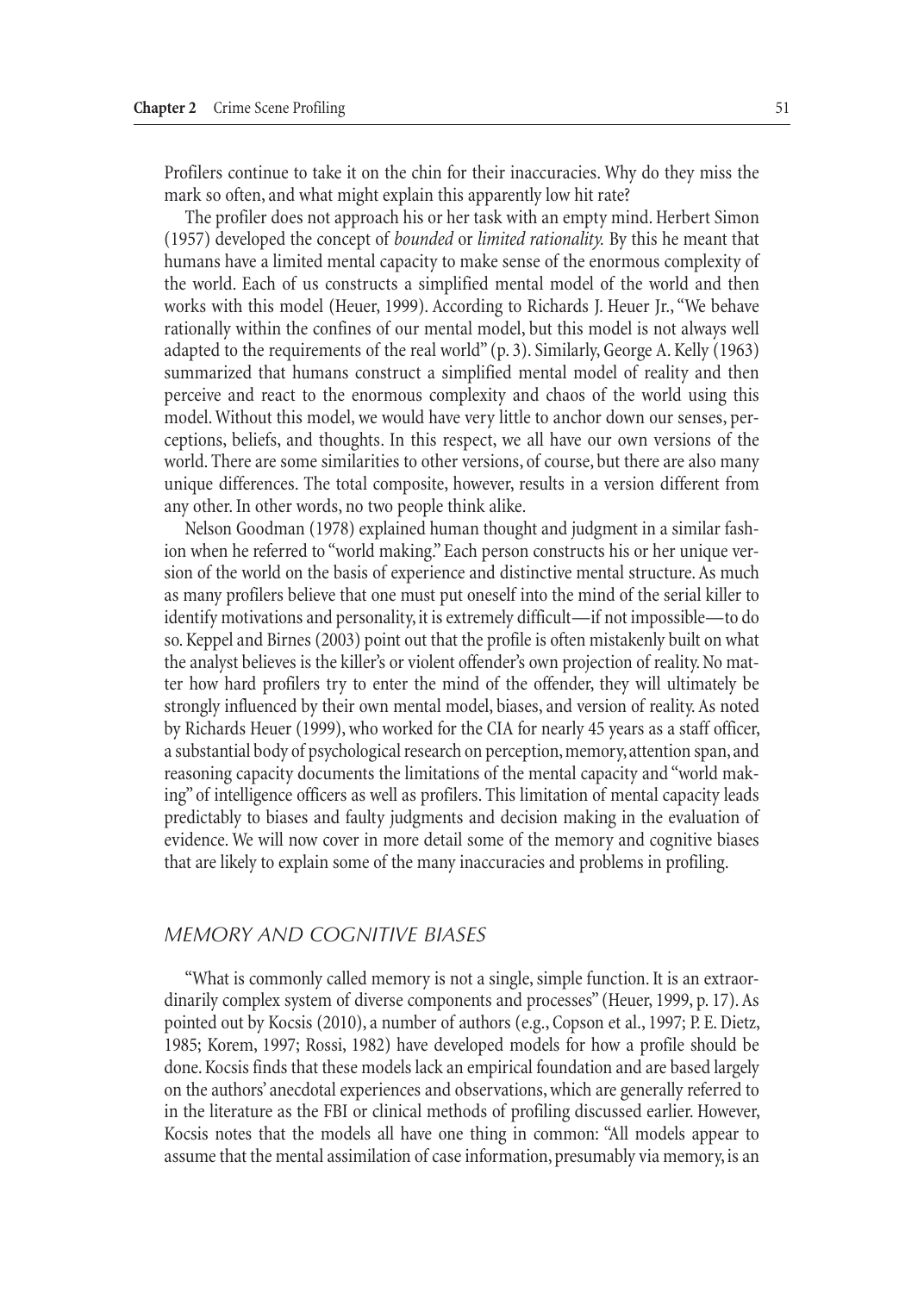Profilers continue to take it on the chin for their inaccuracies. Why do they miss the mark so often, and what might explain this apparently low hit rate?

The profiler does not approach his or her task with an empty mind. Herbert Simon (1957) developed the concept of *bounded* or *limited rationality.* By this he meant that humans have a limited mental capacity to make sense of the enormous complexity of the world. Each of us constructs a simplified mental model of the world and then works with this model (Heuer, 1999). According to Richards J. Heuer Jr., "We behave rationally within the confines of our mental model, but this model is not always well adapted to the requirements of the real world" (p. 3). Similarly, George A. Kelly (1963) summarized that humans construct a simplified mental model of reality and then perceive and react to the enormous complexity and chaos of the world using this model. Without this model, we would have very little to anchor down our senses, perceptions, beliefs, and thoughts. In this respect, we all have our own versions of the world. There are some similarities to other versions, of course, but there are also many unique differences. The total composite, however, results in a version different from any other. In other words, no two people think alike.

Nelson Goodman (1978) explained human thought and judgment in a similar fashion when he referred to "world making." Each person constructs his or her unique version of the world on the basis of experience and distinctive mental structure. As much as many profilers believe that one must put oneself into the mind of the serial killer to identify motivations and personality, it is extremely difficult—if not impossible—to do so. Keppel and Birnes (2003) point out that the profile is often mistakenly built on what the analyst believes is the killer's or violent offender's own projection of reality. No matter how hard profilers try to enter the mind of the offender, they will ultimately be strongly influenced by their own mental model, biases, and version of reality. As noted by Richards Heuer (1999), who worked for the CIA for nearly 45 years as a staff officer, a substantial body of psychological research on perception, memory, attention span, and reasoning capacity documents the limitations of the mental capacity and "world making" of intelligence officers as well as profilers. This limitation of mental capacity leads predictably to biases and faulty judgments and decision making in the evaluation of evidence. We will now cover in more detail some of the memory and cognitive biases that are likely to explain some of the many inaccuracies and problems in profiling.

## MEMORY AND COGNITIVE BIASES

"What is commonly called memory is not a single, simple function. It is an extraordinarily complex system of diverse components and processes" (Heuer, 1999, p. 17). As pointed out by Kocsis (2010), a number of authors (e.g., Copson et al., 1997; P. E. Dietz, 1985; Korem, 1997; Rossi, 1982) have developed models for how a profile should be done. Kocsis finds that these models lack an empirical foundation and are based largely on the authors' anecdotal experiences and observations, which are generally referred to in the literature as the FBI or clinical methods of profiling discussed earlier. However, Kocsis notes that the models all have one thing in common: "All models appear to assume that the mental assimilation of case information, presumably via memory, is an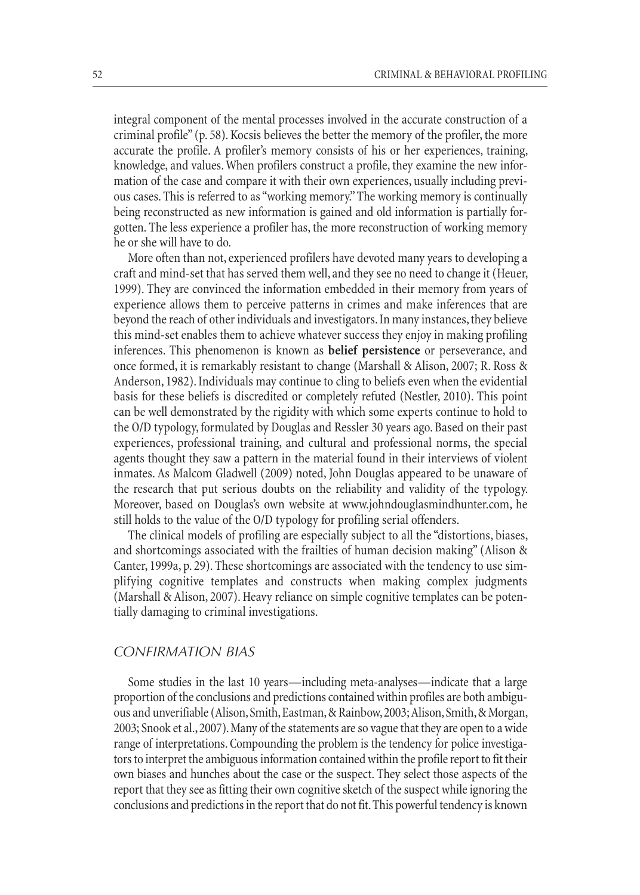integral component of the mental processes involved in the accurate construction of a criminal profile" (p. 58). Kocsis believes the better the memory of the profiler, the more accurate the profile. A profiler's memory consists of his or her experiences, training, knowledge, and values. When profilers construct a profile, they examine the new information of the case and compare it with their own experiences, usually including previous cases. This is referred to as "working memory." The working memory is continually being reconstructed as new information is gained and old information is partially forgotten. The less experience a profiler has, the more reconstruction of working memory he or she will have to do.

More often than not, experienced profilers have devoted many years to developing a craft and mind-set that has served them well, and they see no need to change it (Heuer, 1999). They are convinced the information embedded in their memory from years of experience allows them to perceive patterns in crimes and make inferences that are beyond the reach of other individuals and investigators. In many instances, they believe this mind-set enables them to achieve whatever success they enjoy in making profiling inferences. This phenomenon is known as **belief persistence** or perseverance, and once formed, it is remarkably resistant to change (Marshall & Alison, 2007; R. Ross & Anderson, 1982). Individuals may continue to cling to beliefs even when the evidential basis for these beliefs is discredited or completely refuted (Nestler, 2010). This point can be well demonstrated by the rigidity with which some experts continue to hold to the O/D typology, formulated by Douglas and Ressler 30 years ago. Based on their past experiences, professional training, and cultural and professional norms, the special agents thought they saw a pattern in the material found in their interviews of violent inmates. As Malcom Gladwell (2009) noted, John Douglas appeared to be unaware of the research that put serious doubts on the reliability and validity of the typology. Moreover, based on Douglas's own website at www.johndouglasmindhunter.com, he still holds to the value of the O/D typology for profiling serial offenders.

The clinical models of profiling are especially subject to all the "distortions, biases, and shortcomings associated with the frailties of human decision making" (Alison & Canter, 1999a, p. 29). These shortcomings are associated with the tendency to use simplifying cognitive templates and constructs when making complex judgments (Marshall & Alison, 2007). Heavy reliance on simple cognitive templates can be potentially damaging to criminal investigations.

## CONFIRMATION BIAS

Some studies in the last 10 years—including meta-analyses—indicate that a large proportion of the conclusions and predictions contained within profiles are both ambiguous and unverifiable (Alison, Smith, Eastman, & Rainbow, 2003; Alison, Smith, & Morgan, 2003; Snook et al., 2007). Many of the statements are so vague that they are open to a wide range of interpretations. Compounding the problem is the tendency for police investigators to interpret the ambiguous information contained within the profile report to fit their own biases and hunches about the case or the suspect. They select those aspects of the report that they see as fitting their own cognitive sketch of the suspect while ignoring the conclusions and predictions in the report that do not fit. This powerful tendency is known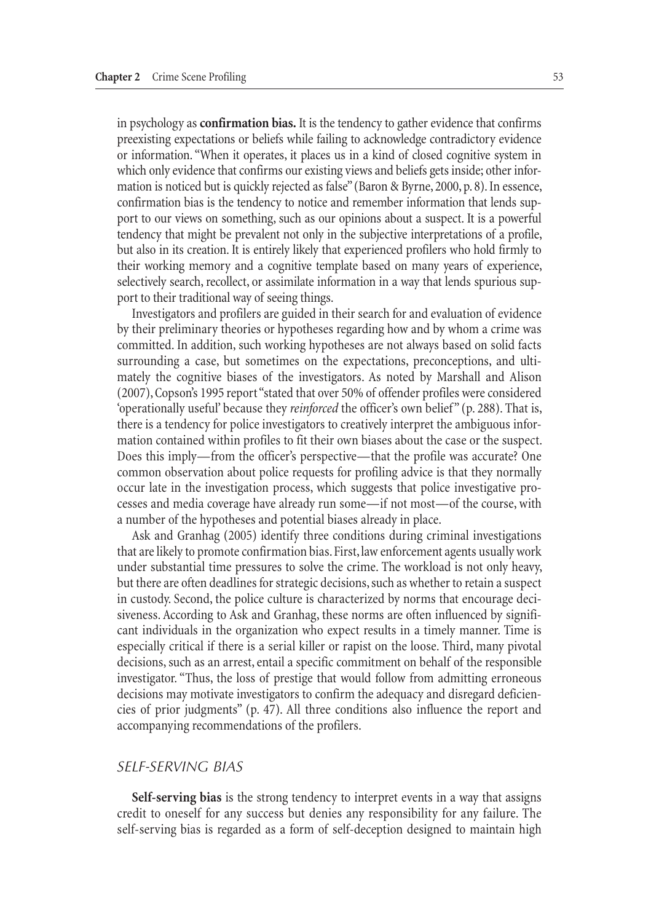in psychology as **confirmation bias.** It is the tendency to gather evidence that confirms preexisting expectations or beliefs while failing to acknowledge contradictory evidence or information. "When it operates, it places us in a kind of closed cognitive system in which only evidence that confirms our existing views and beliefs gets inside; other information is noticed but is quickly rejected as false" (Baron & Byrne, 2000, p. 8). In essence, confirmation bias is the tendency to notice and remember information that lends support to our views on something, such as our opinions about a suspect. It is a powerful tendency that might be prevalent not only in the subjective interpretations of a profile, but also in its creation. It is entirely likely that experienced profilers who hold firmly to their working memory and a cognitive template based on many years of experience, selectively search, recollect, or assimilate information in a way that lends spurious support to their traditional way of seeing things.

Investigators and profilers are guided in their search for and evaluation of evidence by their preliminary theories or hypotheses regarding how and by whom a crime was committed. In addition, such working hypotheses are not always based on solid facts surrounding a case, but sometimes on the expectations, preconceptions, and ultimately the cognitive biases of the investigators. As noted by Marshall and Alison (2007), Copson's 1995 report "stated that over 50% of offender profiles were considered 'operationally useful' because they *reinforced* the officer's own belief" (p. 288). That is, there is a tendency for police investigators to creatively interpret the ambiguous information contained within profiles to fit their own biases about the case or the suspect. Does this imply—from the officer's perspective—that the profile was accurate? One common observation about police requests for profiling advice is that they normally occur late in the investigation process, which suggests that police investigative processes and media coverage have already run some—if not most—of the course, with a number of the hypotheses and potential biases already in place.

Ask and Granhag (2005) identify three conditions during criminal investigations that are likely to promote confirmation bias. First, law enforcement agents usually work under substantial time pressures to solve the crime. The workload is not only heavy, but there are often deadlines for strategic decisions, such as whether to retain a suspect in custody. Second, the police culture is characterized by norms that encourage decisiveness. According to Ask and Granhag, these norms are often influenced by significant individuals in the organization who expect results in a timely manner. Time is especially critical if there is a serial killer or rapist on the loose. Third, many pivotal decisions, such as an arrest, entail a specific commitment on behalf of the responsible investigator. "Thus, the loss of prestige that would follow from admitting erroneous decisions may motivate investigators to confirm the adequacy and disregard deficiencies of prior judgments" (p. 47). All three conditions also influence the report and accompanying recommendations of the profilers.

### SELF-SERVING BIAS

**Self-serving bias** is the strong tendency to interpret events in a way that assigns credit to oneself for any success but denies any responsibility for any failure. The self-serving bias is regarded as a form of self-deception designed to maintain high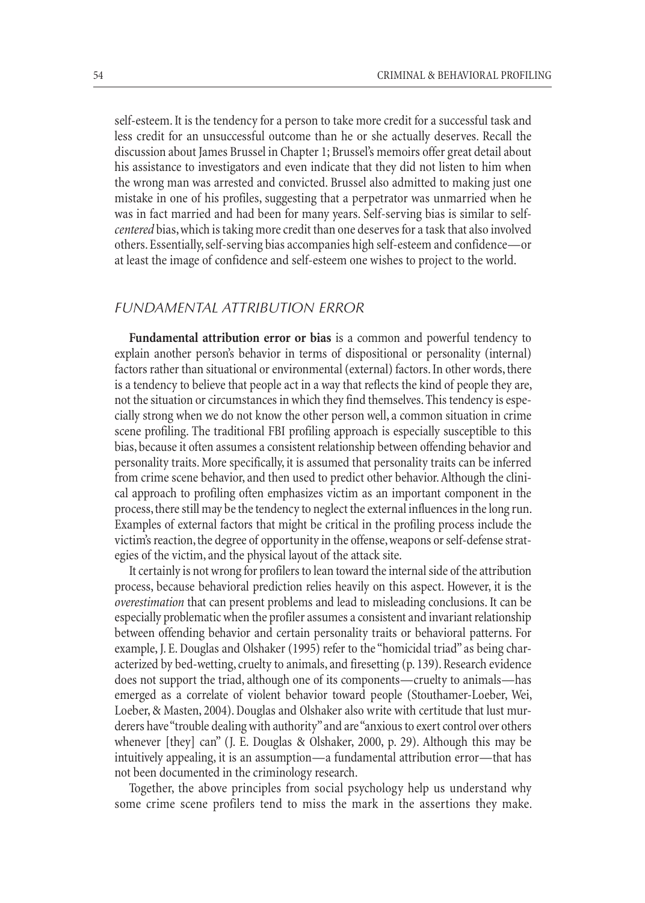self-esteem. It is the tendency for a person to take more credit for a successful task and less credit for an unsuccessful outcome than he or she actually deserves. Recall the discussion about James Brussel in Chapter 1; Brussel's memoirs offer great detail about his assistance to investigators and even indicate that they did not listen to him when the wrong man was arrested and convicted. Brussel also admitted to making just one mistake in one of his profiles, suggesting that a perpetrator was unmarried when he was in fact married and had been for many years. Self-serving bias is similar to self-*centered* bias, which is taking more credit than one deserves for a task that also involved others. Essentially, self-serving bias accompanies high self-esteem and confidence—or at least the image of confidence and self-esteem one wishes to project to the world.

## *FUNDAMENTAL ATTRIBUTION ERROR*

**Fundamental attribution error or bias** is a common and powerful tendency to explain another person's behavior in terms of dispositional or personality (internal) factors rather than situational or environmental (external) factors. In other words, there is a tendency to believe that people act in a way that reflects the kind of people they are, not the situation or circumstances in which they find themselves. This tendency is especially strong when we do not know the other person well, a common situation in crime scene profiling. The traditional FBI profiling approach is especially susceptible to this bias, because it often assumes a consistent relationship between offending behavior and personality traits. More specifically, it is assumed that personality traits can be inferred from crime scene behavior, and then used to predict other behavior. Although the clinical approach to profiling often emphasizes victim as an important component in the process, there still may be the tendency to neglect the external influences in the long run. Examples of external factors that might be critical in the profiling process include the victim's reaction, the degree of opportunity in the offense, weapons or self-defense strategies of the victim, and the physical layout of the attack site.

It certainly is not wrong for profilers to lean toward the internal side of the attribution process, because behavioral prediction relies heavily on this aspect. However, it is the *overestimation* that can present problems and lead to misleading conclusions. It can be especially problematic when the profiler assumes a consistent and invariant relationship between offending behavior and certain personality traits or behavioral patterns. For example, J. E. Douglas and Olshaker (1995) refer to the "homicidal triad" as being characterized by bed-wetting, cruelty to animals, and firesetting (p. 139). Research evidence does not support the triad, although one of its components—cruelty to animals—has emerged as a correlate of violent behavior toward people (Stouthamer-Loeber, Wei, Loeber, & Masten, 2004). Douglas and Olshaker also write with certitude that lust murderers have "trouble dealing with authority" and are "anxious to exert control over others whenever [they] can" (J. E. Douglas & Olshaker, 2000, p. 29). Although this may be intuitively appealing, it is an assumption—a fundamental attribution error—that has not been documented in the criminology research.

Together, the above principles from social psychology help us understand why some crime scene profilers tend to miss the mark in the assertions they make.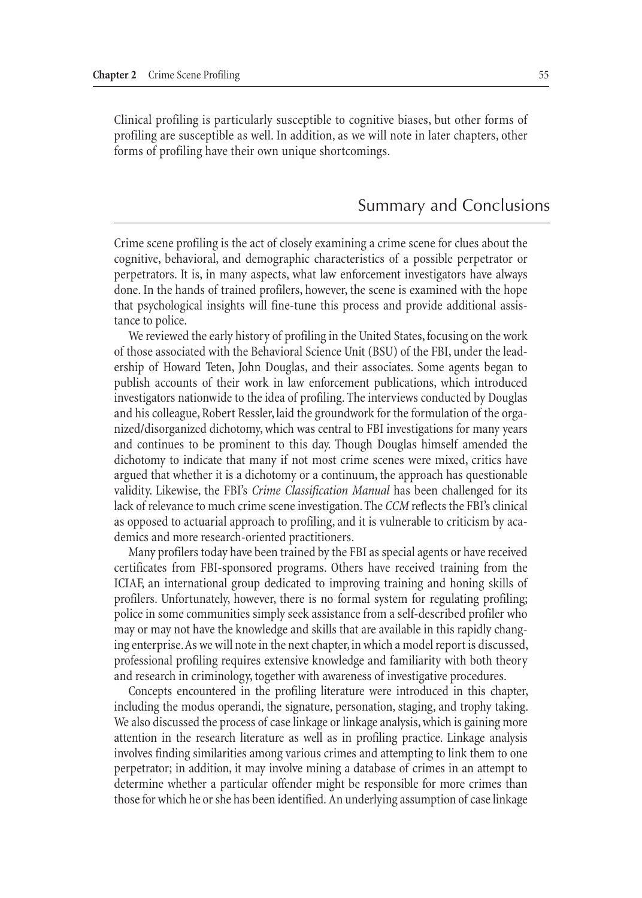Clinical profiling is particularly susceptible to cognitive biases, but other forms of profiling are susceptible as well. In addition, as we will note in later chapters, other forms of profiling have their own unique shortcomings.

## Summary and Conclusions

Crime scene profiling is the act of closely examining a crime scene for clues about the cognitive, behavioral, and demographic characteristics of a possible perpetrator or perpetrators. It is, in many aspects, what law enforcement investigators have always done. In the hands of trained profilers, however, the scene is examined with the hope that psychological insights will fine-tune this process and provide additional assistance to police.

We reviewed the early history of profiling in the United States, focusing on the work of those associated with the Behavioral Science Unit (BSU) of the FBI, under the leadership of Howard Teten, John Douglas, and their associates. Some agents began to publish accounts of their work in law enforcement publications, which introduced investigators nationwide to the idea of profiling. The interviews conducted by Douglas and his colleague, Robert Ressler, laid the groundwork for the formulation of the organized/disorganized dichotomy, which was central to FBI investigations for many years and continues to be prominent to this day. Though Douglas himself amended the dichotomy to indicate that many if not most crime scenes were mixed, critics have argued that whether it is a dichotomy or a continuum, the approach has questionable validity. Likewise, the FBI's *Crime Classification Manual* has been challenged for its lack of relevance to much crime scene investigation. The *CCM* reflects the FBI's clinical as opposed to actuarial approach to profiling, and it is vulnerable to criticism by academics and more research-oriented practitioners.

Many profilers today have been trained by the FBI as special agents or have received certificates from FBI-sponsored programs. Others have received training from the ICIAF, an international group dedicated to improving training and honing skills of profilers. Unfortunately, however, there is no formal system for regulating profiling; police in some communities simply seek assistance from a self-described profiler who may or may not have the knowledge and skills that are available in this rapidly changing enterprise. As we will note in the next chapter, in which a model report is discussed, professional profiling requires extensive knowledge and familiarity with both theory and research in criminology, together with awareness of investigative procedures.

Concepts encountered in the profiling literature were introduced in this chapter, including the modus operandi, the signature, personation, staging, and trophy taking. We also discussed the process of case linkage or linkage analysis, which is gaining more attention in the research literature as well as in profiling practice. Linkage analysis involves finding similarities among various crimes and attempting to link them to one perpetrator; in addition, it may involve mining a database of crimes in an attempt to determine whether a particular offender might be responsible for more crimes than those for which he or she has been identified. An underlying assumption of case linkage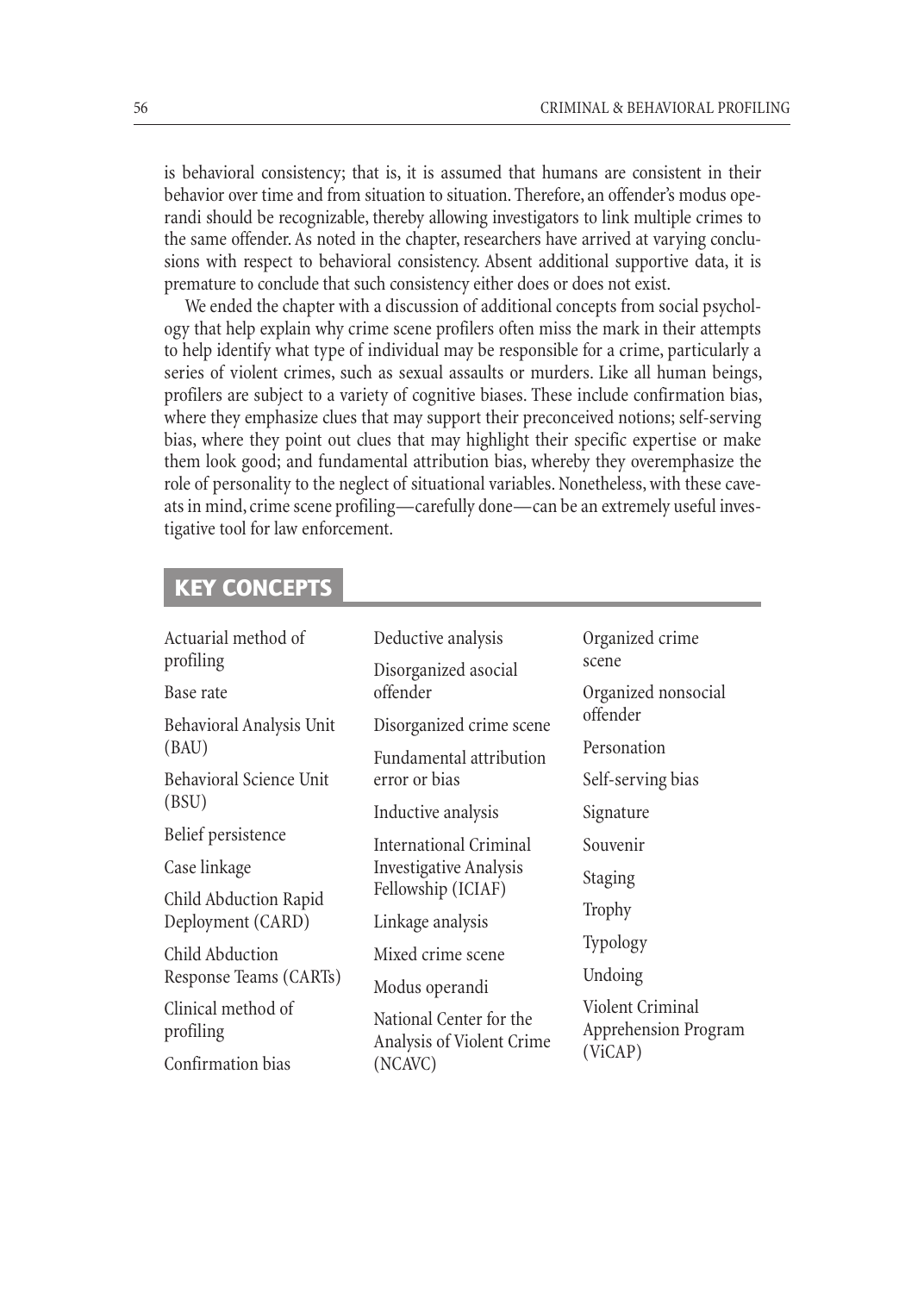is behavioral consistency; that is, it is assumed that humans are consistent in their behavior over time and from situation to situation. Therefore, an offender's modus operandi should be recognizable, thereby allowing investigators to link multiple crimes to the same offender. As noted in the chapter, researchers have arrived at varying conclusions with respect to behavioral consistency. Absent additional supportive data, it is premature to conclude that such consistency either does or does not exist.

We ended the chapter with a discussion of additional concepts from social psychology that help explain why crime scene profilers often miss the mark in their attempts to help identify what type of individual may be responsible for a crime, particularly a series of violent crimes, such as sexual assaults or murders. Like all human beings, profilers are subject to a variety of cognitive biases. These include confirmation bias, where they emphasize clues that may support their preconceived notions; self-serving bias, where they point out clues that may highlight their specific expertise or make them look good; and fundamental attribution bias, whereby they overemphasize the role of personality to the neglect of situational variables. Nonetheless, with these caveats in mind, crime scene profiling—carefully done—can be an extremely useful investigative tool for law enforcement.

## KEY CONCEPTS

- Actuarial method of profiling
- Base rate
- Behavioral Analysis Unit (BAU)
- Behavioral Science Unit (BSU)
- Belief persistence
- Case linkage
- Child Abduction Rapid Deployment (CARD)
- Child Abduction Response Teams (CARTs)
- Clinical method of profiling
- Confirmation bias
- Deductive analysis
- Disorganized asocial offender
- Disorganized crime scene
- Fundamental attribution error or bias
- Inductive analysis
- International Criminal Investigative Analysis Fellowship (ICIAF)
- Linkage analysis
- Mixed crime scene
- Modus operandi
- National Center for the Analysis of Violent Crime (NCAVC)
- Organized crime scene
- Organized nonsocial offender
- Personation
- Self-serving bias
- Signature
- Souvenir
- Staging
- Trophy
- Typology
- Undoing
- Violent Criminal Apprehension Program (ViCAP)